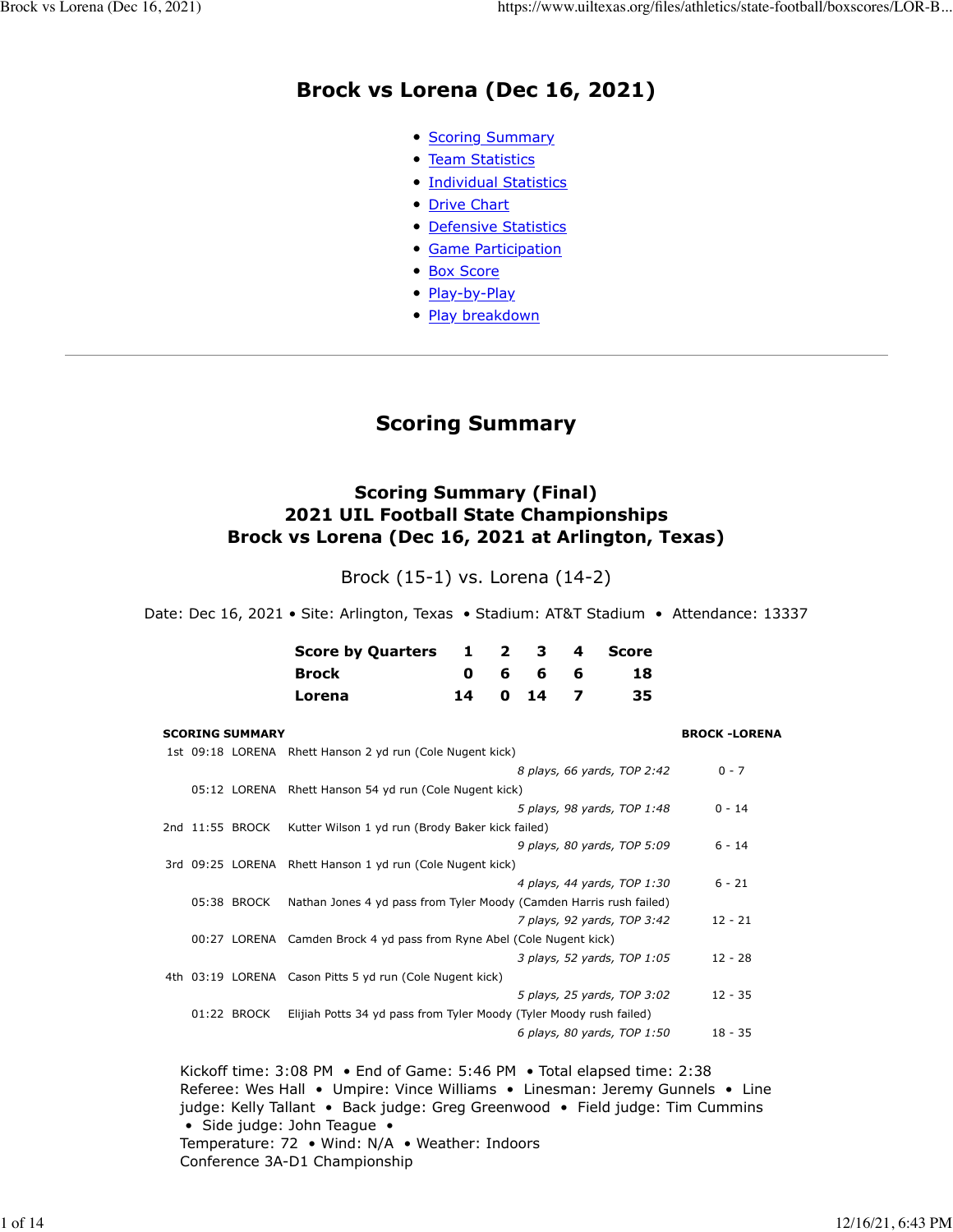# Brock vs Lorena (Dec 16, 2021)

- Scoring Summary
- Team Statistics
- Individual Statistics
- Drive Chart
- Defensive Statistics
- Game Participation
- Box Score
- Play-by-Play
- Play breakdown

---

## Scoring Summary

### Scoring Summary (Final)
### 2021 UIL Football State Championships
### Brock vs Lorena (Dec 16, 2021 at Arlington, Texas)

Brock (15-1) vs. Lorena (14-2)

Date: Dec 16, 2021 • Site: Arlington, Texas • Stadium: AT&T Stadium • Attendance: 13337

| Score by Quarters | 1 | 2 | 3 | 4 | Score |
|---|---|---|---|---|---|
| Brock | 0 | 6 | 6 | 6 | 18 |
| Lorena | 14 | 0 | 14 | 7 | 35 |

| SCORING SUMMARY | | | | BROCK -LORENA |
|---|---|---|---|---|
| 1st | 09:18 | LORENA | Rhett Hanson 2 yd run (Cole Nugent kick) | |
| | | | *8 plays, 66 yards, TOP 2:42* | 0 - 7 |
| | 05:12 | LORENA | Rhett Hanson 54 yd run (Cole Nugent kick) | |
| | | | *5 plays, 98 yards, TOP 1:48* | 0 - 14 |
| 2nd | 11:55 | BROCK | Kutter Wilson 1 yd run (Brody Baker kick failed) | |
| | | | *9 plays, 80 yards, TOP 5:09* | 6 - 14 |
| 3rd | 09:25 | LORENA | Rhett Hanson 1 yd run (Cole Nugent kick) | |
| | | | *4 plays, 44 yards, TOP 1:30* | 6 - 21 |
| | 05:38 | BROCK | Nathan Jones 4 yd pass from Tyler Moody (Camden Harris rush failed) | |
| | | | *7 plays, 92 yards, TOP 3:42* | 12 - 21 |
| | 00:27 | LORENA | Camden Brock 4 yd pass from Ryne Abel (Cole Nugent kick) | |
| | | | *3 plays, 52 yards, TOP 1:05* | 12 - 28 |
| 4th | 03:19 | LORENA | Cason Pitts 5 yd run (Cole Nugent kick) | |
| | | | *5 plays, 25 yards, TOP 3:02* | 12 - 35 |
| | 01:22 | BROCK | Elijiah Potts 34 yd pass from Tyler Moody (Tyler Moody rush failed) | |
| | | | *6 plays, 80 yards, TOP 1:50* | 18 - 35 |

Kickoff time: 3:08 PM • End of Game: 5:46 PM • Total elapsed time: 2:38
Referee: Wes Hall • Umpire: Vince Williams • Linesman: Jeremy Gunnels • Line judge: Kelly Tallant • Back judge: Greg Greenwood • Field judge: Tim Cummins • Side judge: John Teague •
Temperature: 72 • Wind: N/A • Weather: Indoors
Conference 3A-D1 Championship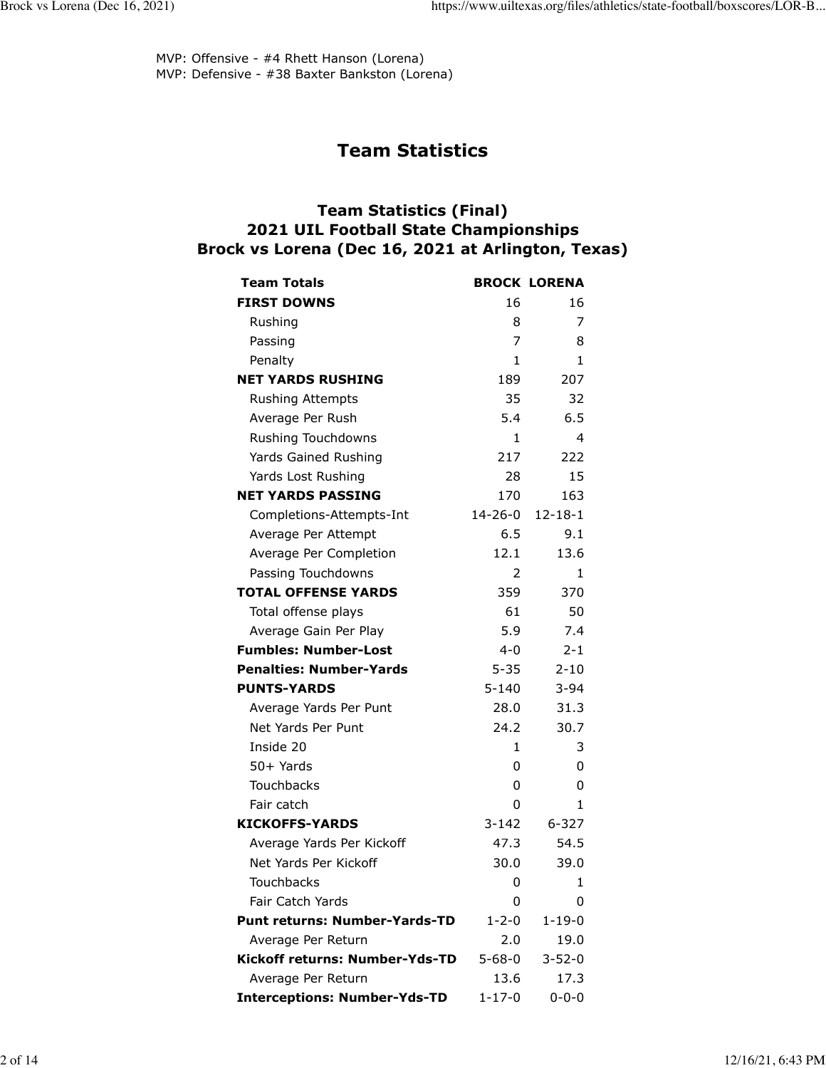MVP: Offensive - #4 Rhett Hanson (Lorena)
MVP: Defensive - #38 Baxter Bankston (Lorena)

# Team Statistics

## Team Statistics (Final)
## 2021 UIL Football State Championships
## Brock vs Lorena (Dec 16, 2021 at Arlington, Texas)

| Team Totals | BROCK | LORENA |
|---|---|---|
| **FIRST DOWNS** | 16 | 16 |
| Rushing | 8 | 7 |
| Passing | 7 | 8 |
| Penalty | 1 | 1 |
| **NET YARDS RUSHING** | 189 | 207 |
| Rushing Attempts | 35 | 32 |
| Average Per Rush | 5.4 | 6.5 |
| Rushing Touchdowns | 1 | 4 |
| Yards Gained Rushing | 217 | 222 |
| Yards Lost Rushing | 28 | 15 |
| **NET YARDS PASSING** | 170 | 163 |
| Completions-Attempts-Int | 14-26-0 | 12-18-1 |
| Average Per Attempt | 6.5 | 9.1 |
| Average Per Completion | 12.1 | 13.6 |
| Passing Touchdowns | 2 | 1 |
| **TOTAL OFFENSE YARDS** | 359 | 370 |
| Total offense plays | 61 | 50 |
| Average Gain Per Play | 5.9 | 7.4 |
| **Fumbles: Number-Lost** | 4-0 | 2-1 |
| **Penalties: Number-Yards** | 5-35 | 2-10 |
| **PUNTS-YARDS** | 5-140 | 3-94 |
| Average Yards Per Punt | 28.0 | 31.3 |
| Net Yards Per Punt | 24.2 | 30.7 |
| Inside 20 | 1 | 3 |
| 50+ Yards | 0 | 0 |
| Touchbacks | 0 | 0 |
| Fair catch | 0 | 1 |
| **KICKOFFS-YARDS** | 3-142 | 6-327 |
| Average Yards Per Kickoff | 47.3 | 54.5 |
| Net Yards Per Kickoff | 30.0 | 39.0 |
| Touchbacks | 0 | 1 |
| Fair Catch Yards | 0 | 0 |
| **Punt returns: Number-Yards-TD** | 1-2-0 | 1-19-0 |
| Average Per Return | 2.0 | 19.0 |
| **Kickoff returns: Number-Yds-TD** | 5-68-0 | 3-52-0 |
| Average Per Return | 13.6 | 17.3 |
| **Interceptions: Number-Yds-TD** | 1-17-0 | 0-0-0 |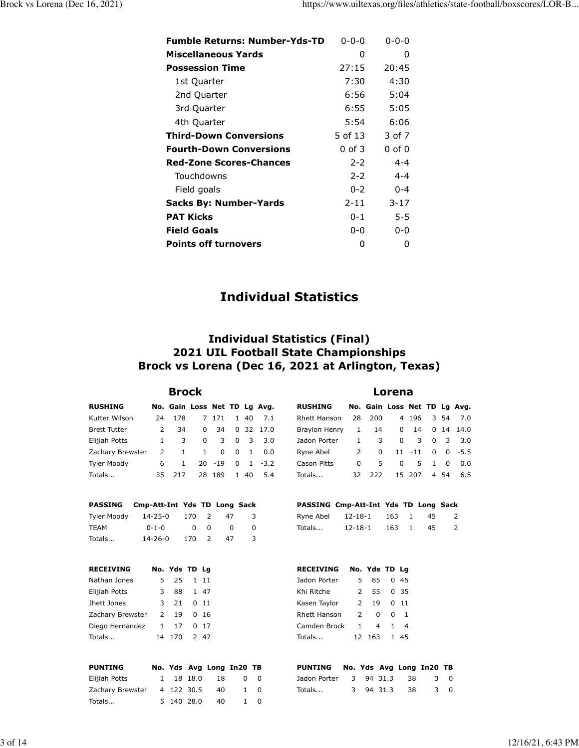| | | |
|---|---|---|
| **Fumble Returns: Number-Yds-TD** | 0-0-0 | 0-0-0 |
| **Miscellaneous Yards** | 0 | 0 |
| **Possession Time** | 27:15 | 20:45 |
| 1st Quarter | 7:30 | 4:30 |
| 2nd Quarter | 6:56 | 5:04 |
| 3rd Quarter | 6:55 | 5:05 |
| 4th Quarter | 5:54 | 6:06 |
| **Third-Down Conversions** | 5 of 13 | 3 of 7 |
| **Fourth-Down Conversions** | 0 of 3 | 0 of 0 |
| **Red-Zone Scores-Chances** | 2-2 | 4-4 |
| Touchdowns | 2-2 | 4-4 |
| Field goals | 0-2 | 0-4 |
| **Sacks By: Number-Yards** | 2-11 | 3-17 |
| **PAT Kicks** | 0-1 | 5-5 |
| **Field Goals** | 0-0 | 0-0 |
| **Points off turnovers** | 0 | 0 |

# Individual Statistics

## Individual Statistics (Final)
## 2021 UIL Football State Championships
## Brock vs Lorena (Dec 16, 2021 at Arlington, Texas)

### Brock

| RUSHING | No. | Gain | Loss | Net | TD | Lg | Avg. |
|---|---|---|---|---|---|---|---|
| Kutter Wilson | 24 | 178 | 7 | 171 | 1 | 40 | 7.1 |
| Brett Tutter | 2 | 34 | 0 | 34 | 0 | 32 | 17.0 |
| Elijiah Potts | 1 | 3 | 0 | 3 | 0 | 3 | 3.0 |
| Zachary Brewster | 2 | 1 | 1 | 0 | 0 | 1 | 0.0 |
| Tyler Moody | 6 | 1 | 20 | -19 | 0 | 1 | -3.2 |
| Totals... | 35 | 217 | 28 | 189 | 1 | 40 | 5.4 |

| PASSING | Cmp-Att-Int | Yds | TD | Long | Sack |
|---|---|---|---|---|---|
| Tyler Moody | 14-25-0 | 170 | 2 | 47 | 3 |
| TEAM | 0-1-0 | 0 | 0 | 0 | 0 |
| Totals... | 14-26-0 | 170 | 2 | 47 | 3 |

| RECEIVING | No. | Yds | TD | Lg |
|---|---|---|---|---|
| Nathan Jones | 5 | 25 | 1 | 11 |
| Elijiah Potts | 3 | 88 | 1 | 47 |
| Jhett Jones | 3 | 21 | 0 | 11 |
| Zachary Brewster | 2 | 19 | 0 | 16 |
| Diego Hernandez | 1 | 17 | 0 | 17 |
| Totals... | 14 | 170 | 2 | 47 |

| PUNTING | No. | Yds | Avg | Long | In20 | TB |
|---|---|---|---|---|---|---|
| Elijiah Potts | 1 | 18 | 18.0 | 18 | 0 | 0 |
| Zachary Brewster | 4 | 122 | 30.5 | 40 | 1 | 0 |
| Totals... | 5 | 140 | 28.0 | 40 | 1 | 0 |

### Lorena

| RUSHING | No. | Gain | Loss | Net | TD | Lg | Avg. |
|---|---|---|---|---|---|---|---|
| Rhett Hanson | 28 | 200 | 4 | 196 | 3 | 54 | 7.0 |
| Braylon Henry | 1 | 14 | 0 | 14 | 0 | 14 | 14.0 |
| Jadon Porter | 1 | 3 | 0 | 3 | 0 | 3 | 3.0 |
| Ryne Abel | 2 | 0 | 11 | -11 | 0 | 0 | -5.5 |
| Cason Pitts | 0 | 5 | 0 | 5 | 1 | 0 | 0.0 |
| Totals... | 32 | 222 | 15 | 207 | 4 | 54 | 6.5 |

| PASSING | Cmp-Att-Int | Yds | TD | Long | Sack |
|---|---|---|---|---|---|
| Ryne Abel | 12-18-1 | 163 | 1 | 45 | 2 |
| Totals... | 12-18-1 | 163 | 1 | 45 | 2 |

| RECEIVING | No. | Yds | TD | Lg |
|---|---|---|---|---|
| Jadon Porter | 5 | 85 | 0 | 45 |
| Khi Ritche | 2 | 55 | 0 | 35 |
| Kasen Taylor | 2 | 19 | 0 | 11 |
| Rhett Hanson | 2 | 0 | 0 | 1 |
| Camden Brock | 1 | 4 | 1 | 4 |
| Totals... | 12 | 163 | 1 | 45 |

| PUNTING | No. | Yds | Avg | Long | In20 | TB |
|---|---|---|---|---|---|---|
| Jadon Porter | 3 | 94 | 31.3 | 38 | 3 | 0 |
| Totals... | 3 | 94 | 31.3 | 38 | 3 | 0 |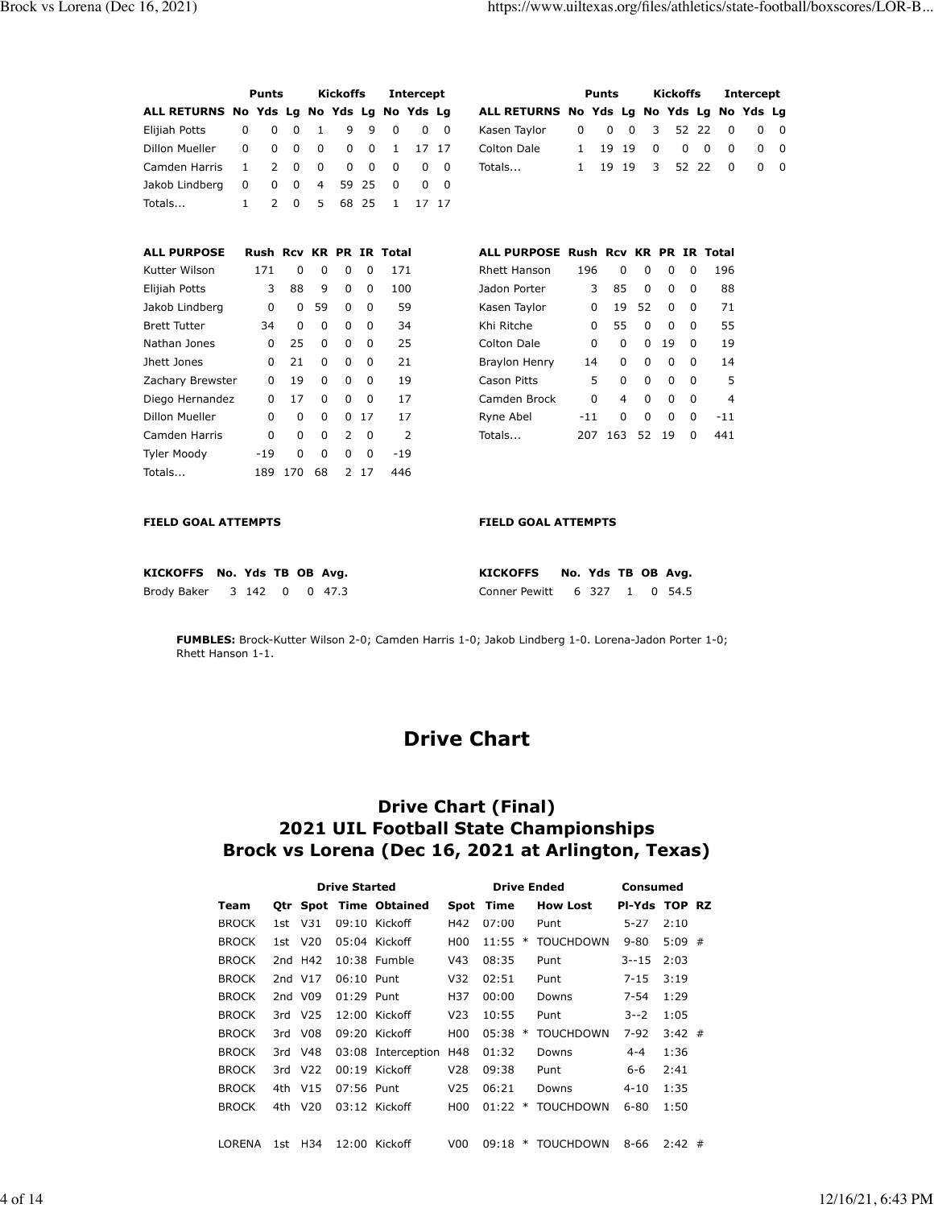| ALL RETURNS | Punts No | Punts Yds | Punts Lg | Kickoffs No | Kickoffs Yds | Kickoffs Lg | Intercept No | Intercept Yds | Intercept Lg |
|---|---|---|---|---|---|---|---|---|---|
| Elijiah Potts | 0 | 0 | 0 | 1 | 9 | 9 | 0 | 0 | 0 |
| Dillon Mueller | 0 | 0 | 0 | 0 | 0 | 0 | 1 | 17 | 17 |
| Camden Harris | 1 | 2 | 0 | 0 | 0 | 0 | 0 | 0 | 0 |
| Jakob Lindberg | 0 | 0 | 0 | 4 | 59 | 25 | 0 | 0 | 0 |
| Totals... | 1 | 2 | 0 | 5 | 68 | 25 | 1 | 17 | 17 |

| ALL RETURNS | Punts No | Punts Yds | Punts Lg | Kickoffs No | Kickoffs Yds | Kickoffs Lg | Intercept No | Intercept Yds | Intercept Lg |
|---|---|---|---|---|---|---|---|---|---|
| Kasen Taylor | 0 | 0 | 0 | 3 | 52 | 22 | 0 | 0 | 0 |
| Colton Dale | 1 | 19 | 19 | 0 | 0 | 0 | 0 | 0 | 0 |
| Totals... | 1 | 19 | 19 | 3 | 52 | 22 | 0 | 0 | 0 |

| ALL PURPOSE | Rush | Rcv | KR | PR | IR | Total |
|---|---|---|---|---|---|---|
| Kutter Wilson | 171 | 0 | 0 | 0 | 0 | 171 |
| Elijiah Potts | 3 | 88 | 9 | 0 | 0 | 100 |
| Jakob Lindberg | 0 | 0 | 59 | 0 | 0 | 59 |
| Brett Tutter | 34 | 0 | 0 | 0 | 0 | 34 |
| Nathan Jones | 0 | 25 | 0 | 0 | 0 | 25 |
| Jhett Jones | 0 | 21 | 0 | 0 | 0 | 21 |
| Zachary Brewster | 0 | 19 | 0 | 0 | 0 | 19 |
| Diego Hernandez | 0 | 17 | 0 | 0 | 0 | 17 |
| Dillon Mueller | 0 | 0 | 0 | 0 | 17 | 17 |
| Camden Harris | 0 | 0 | 0 | 2 | 0 | 2 |
| Tyler Moody | -19 | 0 | 0 | 0 | 0 | -19 |
| Totals... | 189 | 170 | 68 | 2 | 17 | 446 |

| ALL PURPOSE | Rush | Rcv | KR | PR | IR | Total |
|---|---|---|---|---|---|---|
| Rhett Hanson | 196 | 0 | 0 | 0 | 0 | 196 |
| Jadon Porter | 3 | 85 | 0 | 0 | 0 | 88 |
| Kasen Taylor | 0 | 19 | 52 | 0 | 0 | 71 |
| Khi Ritche | 0 | 55 | 0 | 0 | 0 | 55 |
| Colton Dale | 0 | 0 | 0 | 19 | 0 | 19 |
| Braylon Henry | 14 | 0 | 0 | 0 | 0 | 14 |
| Cason Pitts | 5 | 0 | 0 | 0 | 0 | 5 |
| Camden Brock | 0 | 4 | 0 | 0 | 0 | 4 |
| Ryne Abel | -11 | 0 | 0 | 0 | 0 | -11 |
| Totals... | 207 | 163 | 52 | 19 | 0 | 441 |

**FIELD GOAL ATTEMPTS**

**FIELD GOAL ATTEMPTS**

| KICKOFFS | No. | Yds | TB | OB | Avg. |
|---|---|---|---|---|---|
| Brody Baker | 3 | 142 | 0 | 0 | 47.3 |

| KICKOFFS | No. | Yds | TB | OB | Avg. |
|---|---|---|---|---|---|
| Conner Pewitt | 6 | 327 | 1 | 0 | 54.5 |

**FUMBLES:** Brock-Kutter Wilson 2-0; Camden Harris 1-0; Jakob Lindberg 1-0. Lorena-Jadon Porter 1-0; Rhett Hanson 1-1.

# Drive Chart

## Drive Chart (Final)
## 2021 UIL Football State Championships
## Brock vs Lorena (Dec 16, 2021 at Arlington, Texas)

| | Drive Started | | | | Drive Ended | | | | Consumed | | |
|---|---|---|---|---|---|---|---|---|---|---|---|
| Team | Qtr | Spot | Time | Obtained | Spot | Time | | How Lost | Pl-Yds | TOP | RZ |
| BROCK | 1st | V31 | 09:10 | Kickoff | H42 | 07:00 | | Punt | 5-27 | 2:10 | |
| BROCK | 1st | V20 | 05:04 | Kickoff | H00 | 11:55 | * | TOUCHDOWN | 9-80 | 5:09 | # |
| BROCK | 2nd | H42 | 10:38 | Fumble | V43 | 08:35 | | Punt | 3--15 | 2:03 | |
| BROCK | 2nd | V17 | 06:10 | Punt | V32 | 02:51 | | Punt | 7-15 | 3:19 | |
| BROCK | 2nd | V09 | 01:29 | Punt | H37 | 00:00 | | Downs | 7-54 | 1:29 | |
| BROCK | 3rd | V25 | 12:00 | Kickoff | V23 | 10:55 | | Punt | 3--2 | 1:05 | |
| BROCK | 3rd | V08 | 09:20 | Kickoff | H00 | 05:38 | * | TOUCHDOWN | 7-92 | 3:42 | # |
| BROCK | 3rd | V48 | 03:08 | Interception | H48 | 01:32 | | Downs | 4-4 | 1:36 | |
| BROCK | 3rd | V22 | 00:19 | Kickoff | V28 | 09:38 | | Punt | 6-6 | 2:41 | |
| BROCK | 4th | V15 | 07:56 | Punt | V25 | 06:21 | | Downs | 4-10 | 1:35 | |
| BROCK | 4th | V20 | 03:12 | Kickoff | H00 | 01:22 | * | TOUCHDOWN | 6-80 | 1:50 | |
| | | | | | | | | | | | |
| LORENA | 1st | H34 | 12:00 | Kickoff | V00 | 09:18 | * | TOUCHDOWN | 8-66 | 2:42 | # |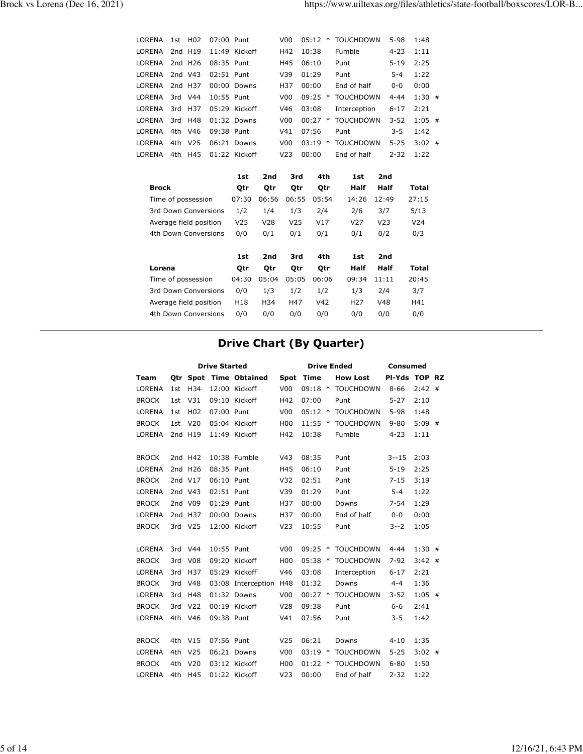| Team | Qtr | Spot | Time | Obtained | Spot | Time | | How Lost | Pl-Yds | TOP | RZ |
|---|---|---|---|---|---|---|---|---|---|---|---|
| LORENA | 1st | H02 | 07:00 | Punt | V00 | 05:12 | * | TOUCHDOWN | 5-98 | 1:48 | |
| LORENA | 2nd | H19 | 11:49 | Kickoff | H42 | 10:38 | | Fumble | 4-23 | 1:11 | |
| LORENA | 2nd | H26 | 08:35 | Punt | H45 | 06:10 | | Punt | 5-19 | 2:25 | |
| LORENA | 2nd | V43 | 02:51 | Punt | V39 | 01:29 | | Punt | 5-4 | 1:22 | |
| LORENA | 2nd | H37 | 00:00 | Downs | H37 | 00:00 | | End of half | 0-0 | 0:00 | |
| LORENA | 3rd | V44 | 10:55 | Punt | V00 | 09:25 | * | TOUCHDOWN | 4-44 | 1:30 | # |
| LORENA | 3rd | H37 | 05:29 | Kickoff | V46 | 03:08 | | Interception | 6-17 | 2:21 | |
| LORENA | 3rd | H48 | 01:32 | Downs | V00 | 00:27 | * | TOUCHDOWN | 3-52 | 1:05 | # |
| LORENA | 4th | V46 | 09:38 | Punt | V41 | 07:56 | | Punt | 3-5 | 1:42 | |
| LORENA | 4th | V25 | 06:21 | Downs | V00 | 03:19 | * | TOUCHDOWN | 5-25 | 3:02 | # |
| LORENA | 4th | H45 | 01:22 | Kickoff | V23 | 00:00 | | End of half | 2-32 | 1:22 | |

| Brock | 1st Qtr | 2nd Qtr | 3rd Qtr | 4th Qtr | 1st Half | 2nd Half | Total |
|---|---|---|---|---|---|---|---|
| Time of possession | 07:30 | 06:56 | 06:55 | 05:54 | 14:26 | 12:49 | 27:15 |
| 3rd Down Conversions | 1/2 | 1/4 | 1/3 | 2/4 | 2/6 | 3/7 | 5/13 |
| Average field position | V25 | V28 | V25 | V17 | V27 | V23 | V24 |
| 4th Down Conversions | 0/0 | 0/1 | 0/1 | 0/1 | 0/1 | 0/2 | 0/3 |

| Lorena | 1st Qtr | 2nd Qtr | 3rd Qtr | 4th Qtr | 1st Half | 2nd Half | Total |
|---|---|---|---|---|---|---|---|
| Time of possession | 04:30 | 05:04 | 05:05 | 06:06 | 09:34 | 11:11 | 20:45 |
| 3rd Down Conversions | 0/0 | 1/3 | 1/2 | 1/2 | 1/3 | 2/4 | 3/7 |
| Average field position | H18 | H34 | H47 | V42 | H27 | V48 | H41 |
| 4th Down Conversions | 0/0 | 0/0 | 0/0 | 0/0 | 0/0 | 0/0 | 0/0 |

## Drive Chart (By Quarter)

| | Drive Started | | | | Drive Ended | | | | Consumed | | |
|---|---|---|---|---|---|---|---|---|---|---|---|
| Team | Qtr | Spot | Time | Obtained | Spot | Time | | How Lost | Pl-Yds | TOP | RZ |
| LORENA | 1st | H34 | 12:00 | Kickoff | V00 | 09:18 | * | TOUCHDOWN | 8-66 | 2:42 | # |
| BROCK | 1st | V31 | 09:10 | Kickoff | H42 | 07:00 | | Punt | 5-27 | 2:10 | |
| LORENA | 1st | H02 | 07:00 | Punt | V00 | 05:12 | * | TOUCHDOWN | 5-98 | 1:48 | |
| BROCK | 1st | V20 | 05:04 | Kickoff | H00 | 11:55 | * | TOUCHDOWN | 9-80 | 5:09 | # |
| LORENA | 2nd | H19 | 11:49 | Kickoff | H42 | 10:38 | | Fumble | 4-23 | 1:11 | |
| BROCK | 2nd | H42 | 10:38 | Fumble | V43 | 08:35 | | Punt | 3--15 | 2:03 | |
| LORENA | 2nd | H26 | 08:35 | Punt | H45 | 06:10 | | Punt | 5-19 | 2:25 | |
| BROCK | 2nd | V17 | 06:10 | Punt | V32 | 02:51 | | Punt | 7-15 | 3:19 | |
| LORENA | 2nd | V43 | 02:51 | Punt | V39 | 01:29 | | Punt | 5-4 | 1:22 | |
| BROCK | 2nd | V09 | 01:29 | Punt | H37 | 00:00 | | Downs | 7-54 | 1:29 | |
| LORENA | 2nd | H37 | 00:00 | Downs | H37 | 00:00 | | End of half | 0-0 | 0:00 | |
| BROCK | 3rd | V25 | 12:00 | Kickoff | V23 | 10:55 | | Punt | 3--2 | 1:05 | |
| LORENA | 3rd | V44 | 10:55 | Punt | V00 | 09:25 | * | TOUCHDOWN | 4-44 | 1:30 | # |
| BROCK | 3rd | V08 | 09:20 | Kickoff | H00 | 05:38 | * | TOUCHDOWN | 7-92 | 3:42 | # |
| LORENA | 3rd | H37 | 05:29 | Kickoff | V46 | 03:08 | | Interception | 6-17 | 2:21 | |
| BROCK | 3rd | V48 | 03:08 | Interception | H48 | 01:32 | | Downs | 4-4 | 1:36 | |
| LORENA | 3rd | H48 | 01:32 | Downs | V00 | 00:27 | * | TOUCHDOWN | 3-52 | 1:05 | # |
| BROCK | 3rd | V22 | 00:19 | Kickoff | V28 | 09:38 | | Punt | 6-6 | 2:41 | |
| LORENA | 4th | V46 | 09:38 | Punt | V41 | 07:56 | | Punt | 3-5 | 1:42 | |
| BROCK | 4th | V15 | 07:56 | Punt | V25 | 06:21 | | Downs | 4-10 | 1:35 | |
| LORENA | 4th | V25 | 06:21 | Downs | V00 | 03:19 | * | TOUCHDOWN | 5-25 | 3:02 | # |
| BROCK | 4th | V20 | 03:12 | Kickoff | H00 | 01:22 | * | TOUCHDOWN | 6-80 | 1:50 | |
| LORENA | 4th | H45 | 01:22 | Kickoff | V23 | 00:00 | | End of half | 2-32 | 1:22 | |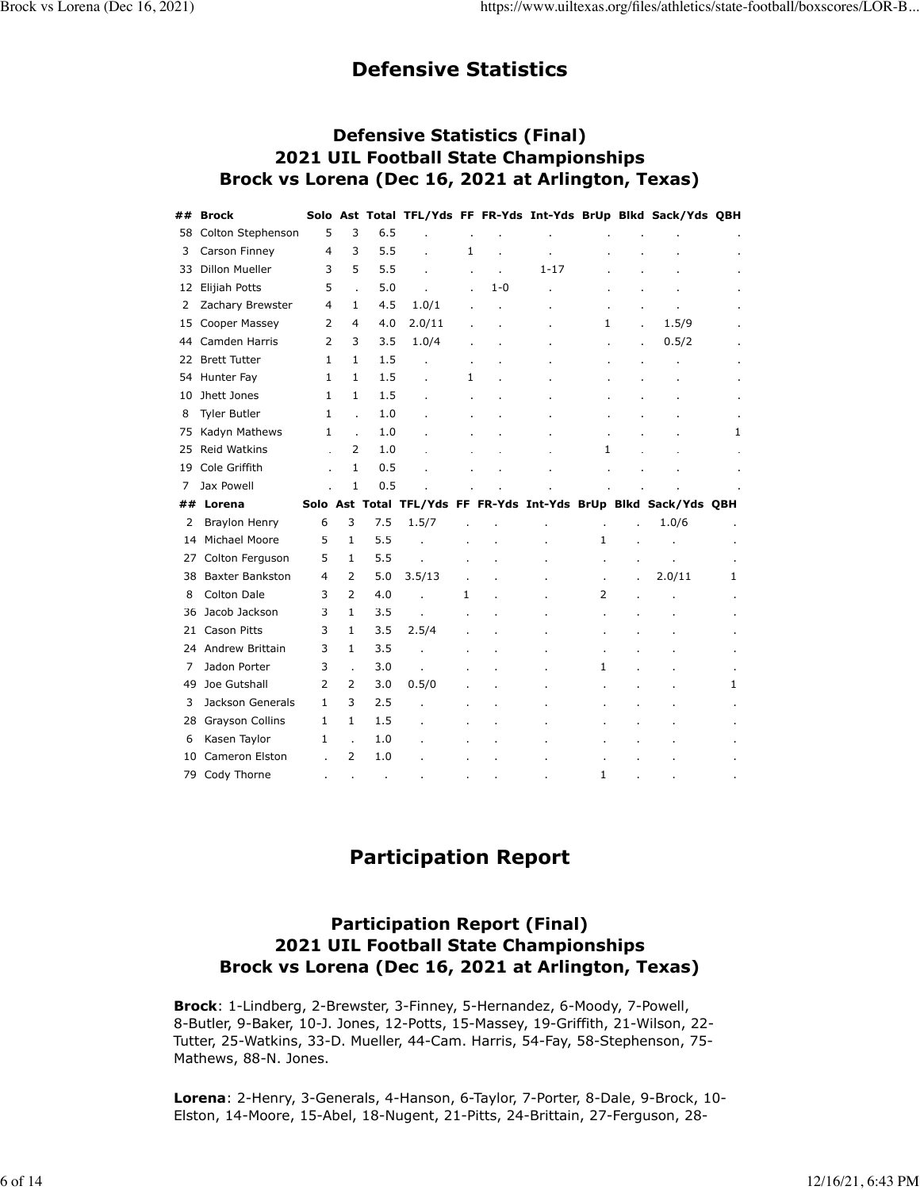# Defensive Statistics

## Defensive Statistics (Final)
## 2021 UIL Football State Championships
## Brock vs Lorena (Dec 16, 2021 at Arlington, Texas)

| ## | Brock | Solo | Ast | Total | TFL/Yds | FF | FR-Yds | Int-Yds | BrUp | Blkd | Sack/Yds | QBH |
|---|---|---|---|---|---|---|---|---|---|---|---|---|
| 58 | Colton Stephenson | 5 | 3 | 6.5 | . | . | . | . | . | . | . | . |
| 3 | Carson Finney | 4 | 3 | 5.5 | . | 1 | . | . | . | . | . | . |
| 33 | Dillon Mueller | 3 | 5 | 5.5 | . | . | . | 1-17 | . | . | . | . |
| 12 | Elijiah Potts | 5 | . | 5.0 | . | . | 1-0 | . | . | . | . | . |
| 2 | Zachary Brewster | 4 | 1 | 4.5 | 1.0/1 | . | . | . | . | . | . | . |
| 15 | Cooper Massey | 2 | 4 | 4.0 | 2.0/11 | . | . | . | 1 | . | 1.5/9 | . |
| 44 | Camden Harris | 2 | 3 | 3.5 | 1.0/4 | . | . | . | . | . | 0.5/2 | . |
| 22 | Brett Tutter | 1 | 1 | 1.5 | . | . | . | . | . | . | . | . |
| 54 | Hunter Fay | 1 | 1 | 1.5 | . | 1 | . | . | . | . | . | . |
| 10 | Jhett Jones | 1 | 1 | 1.5 | . | . | . | . | . | . | . | . |
| 8 | Tyler Butler | 1 | . | 1.0 | . | . | . | . | . | . | . | . |
| 75 | Kadyn Mathews | 1 | . | 1.0 | . | . | . | . | . | . | . | 1 |
| 25 | Reid Watkins | . | 2 | 1.0 | . | . | . | . | 1 | . | . | . |
| 19 | Cole Griffith | . | 1 | 0.5 | . | . | . | . | . | . | . | . |
| 7 | Jax Powell | . | 1 | 0.5 | . | . | . | . | . | . | . | . |
| **##** | **Lorena** | **Solo** | **Ast** | **Total** | **TFL/Yds** | **FF** | **FR-Yds** | **Int-Yds** | **BrUp** | **Blkd** | **Sack/Yds** | **QBH** |
| 2 | Braylon Henry | 6 | 3 | 7.5 | 1.5/7 | . | . | . | . | . | 1.0/6 | . |
| 14 | Michael Moore | 5 | 1 | 5.5 | . | . | . | . | 1 | . | . | . |
| 27 | Colton Ferguson | 5 | 1 | 5.5 | . | . | . | . | . | . | . | . |
| 38 | Baxter Bankston | 4 | 2 | 5.0 | 3.5/13 | . | . | . | . | . | 2.0/11 | 1 |
| 8 | Colton Dale | 3 | 2 | 4.0 | . | 1 | . | . | 2 | . | . | . |
| 36 | Jacob Jackson | 3 | 1 | 3.5 | . | . | . | . | . | . | . | . |
| 21 | Cason Pitts | 3 | 1 | 3.5 | 2.5/4 | . | . | . | . | . | . | . |
| 24 | Andrew Brittain | 3 | 1 | 3.5 | . | . | . | . | . | . | . | . |
| 7 | Jadon Porter | 3 | . | 3.0 | . | . | . | . | 1 | . | . | . |
| 49 | Joe Gutshall | 2 | 2 | 3.0 | 0.5/0 | . | . | . | . | . | . | 1 |
| 3 | Jackson Generals | 1 | 3 | 2.5 | . | . | . | . | . | . | . | . |
| 28 | Grayson Collins | 1 | 1 | 1.5 | . | . | . | . | . | . | . | . |
| 6 | Kasen Taylor | 1 | . | 1.0 | . | . | . | . | . | . | . | . |
| 10 | Cameron Elston | . | 2 | 1.0 | . | . | . | . | . | . | . | . |
| 79 | Cody Thorne | . | . | . | . | . | . | . | 1 | . | . | . |

# Participation Report

## Participation Report (Final)
## 2021 UIL Football State Championships
## Brock vs Lorena (Dec 16, 2021 at Arlington, Texas)

**Brock**: 1-Lindberg, 2-Brewster, 3-Finney, 5-Hernandez, 6-Moody, 7-Powell, 8-Butler, 9-Baker, 10-J. Jones, 12-Potts, 15-Massey, 19-Griffith, 21-Wilson, 22-Tutter, 25-Watkins, 33-D. Mueller, 44-Cam. Harris, 54-Fay, 58-Stephenson, 75-Mathews, 88-N. Jones.

**Lorena**: 2-Henry, 3-Generals, 4-Hanson, 6-Taylor, 7-Porter, 8-Dale, 9-Brock, 10-Elston, 14-Moore, 15-Abel, 18-Nugent, 21-Pitts, 24-Brittain, 27-Ferguson, 28-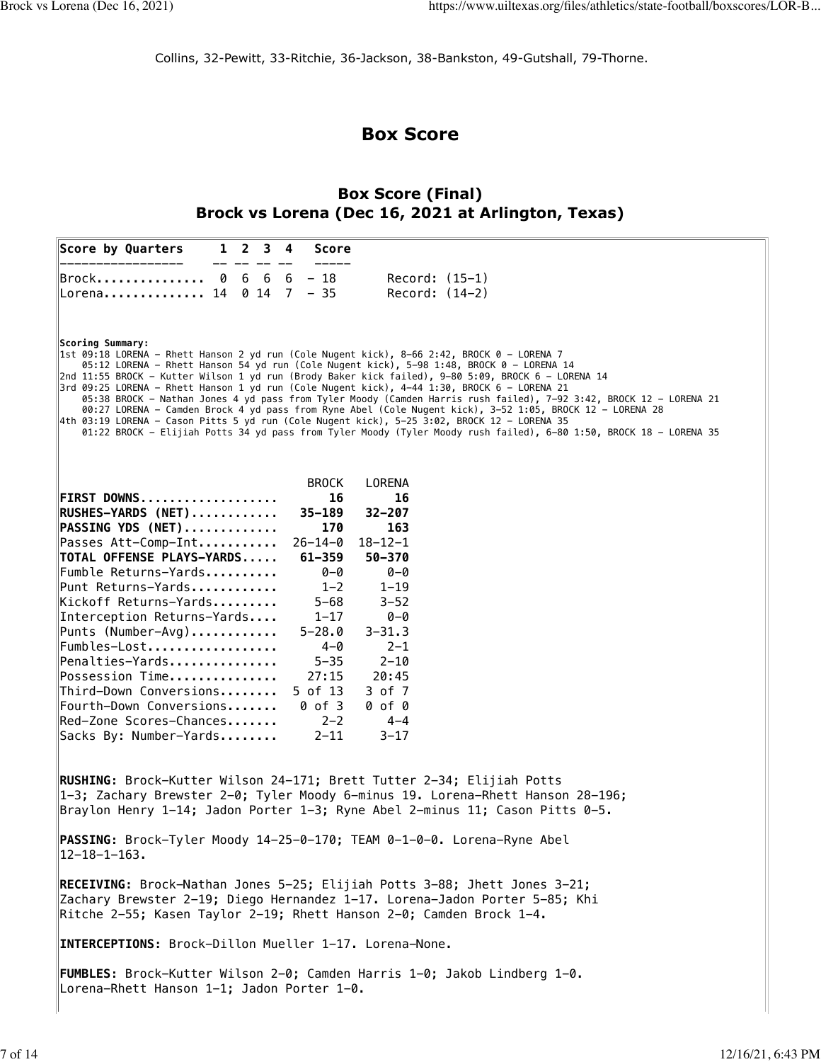Collins, 32-Pewitt, 33-Ritchie, 36-Jackson, 38-Bankston, 49-Gutshall, 79-Thorne.

## Box Score

### Box Score (Final)
### Brock vs Lorena (Dec 16, 2021 at Arlington, Texas)

| Score by Quarters | 1 | 2 | 3 | 4 | Score | |
|---|---|---|---|---|---|---|
| Brock | 0 | 6 | 6 | 6 | 18 | Record: (15–1) |
| Lorena | 14 | 0 | 14 | 7 | 35 | Record: (14–2) |

**Scoring Summary:**

1st 09:18 LORENA – Rhett Hanson 2 yd run (Cole Nugent kick), 8–66 2:42, BROCK 0 – LORENA 7
05:12 LORENA – Rhett Hanson 54 yd run (Cole Nugent kick), 5–98 1:48, BROCK 0 – LORENA 14
2nd 11:55 BROCK – Kutter Wilson 1 yd run (Brody Baker kick failed), 9–80 5:09, BROCK 6 – LORENA 14
3rd 09:25 LORENA – Rhett Hanson 1 yd run (Cole Nugent kick), 4–44 1:30, BROCK 6 – LORENA 21
05:38 BROCK – Nathan Jones 4 yd pass from Tyler Moody (Camden Harris rush failed), 7–92 3:42, BROCK 12 – LORENA 21
00:27 LORENA – Camden Brock 4 yd pass from Ryne Abel (Cole Nugent kick), 3–52 1:05, BROCK 12 – LORENA 28
4th 03:19 LORENA – Cason Pitts 5 yd run (Cole Nugent kick), 5–25 3:02, BROCK 12 – LORENA 35
01:22 BROCK – Elijiah Potts 34 yd pass from Tyler Moody (Tyler Moody rush failed), 6–80 1:50, BROCK 18 – LORENA 35

| | BROCK | LORENA |
|---|---|---|
| **FIRST DOWNS** | **16** | **16** |
| **RUSHES–YARDS (NET)** | **35–189** | **32–207** |
| **PASSING YDS (NET)** | **170** | **163** |
| Passes Att–Comp–Int | 26–14–0 | 18–12–1 |
| **TOTAL OFFENSE PLAYS–YARDS** | **61–359** | **50–370** |
| Fumble Returns–Yards | 0–0 | 0–0 |
| Punt Returns–Yards | 1–2 | 1–19 |
| Kickoff Returns–Yards | 5–68 | 3–52 |
| Interception Returns–Yards | 1–17 | 0–0 |
| Punts (Number–Avg) | 5–28.0 | 3–31.3 |
| Fumbles–Lost | 4–0 | 2–1 |
| Penalties–Yards | 5–35 | 2–10 |
| Possession Time | 27:15 | 20:45 |
| Third–Down Conversions | 5 of 13 | 3 of 7 |
| Fourth–Down Conversions | 0 of 3 | 0 of 0 |
| Red–Zone Scores–Chances | 2–2 | 4–4 |
| Sacks By: Number–Yards | 2–11 | 3–17 |

**RUSHING:** Brock–Kutter Wilson 24–171; Brett Tutter 2–34; Elijiah Potts 1–3; Zachary Brewster 2–0; Tyler Moody 6–minus 19. Lorena–Rhett Hanson 28–196; Braylon Henry 1–14; Jadon Porter 1–3; Ryne Abel 2–minus 11; Cason Pitts 0–5.

**PASSING:** Brock–Tyler Moody 14–25–0–170; TEAM 0–1–0–0. Lorena–Ryne Abel 12–18–1–163.

**RECEIVING:** Brock–Nathan Jones 5–25; Elijiah Potts 3–88; Jhett Jones 3–21; Zachary Brewster 2–19; Diego Hernandez 1–17. Lorena–Jadon Porter 5–85; Khi Ritche 2–55; Kasen Taylor 2–19; Rhett Hanson 2–0; Camden Brock 1–4.

**INTERCEPTIONS:** Brock–Dillon Mueller 1–17. Lorena–None.

**FUMBLES:** Brock–Kutter Wilson 2–0; Camden Harris 1–0; Jakob Lindberg 1–0. Lorena–Rhett Hanson 1–1; Jadon Porter 1–0.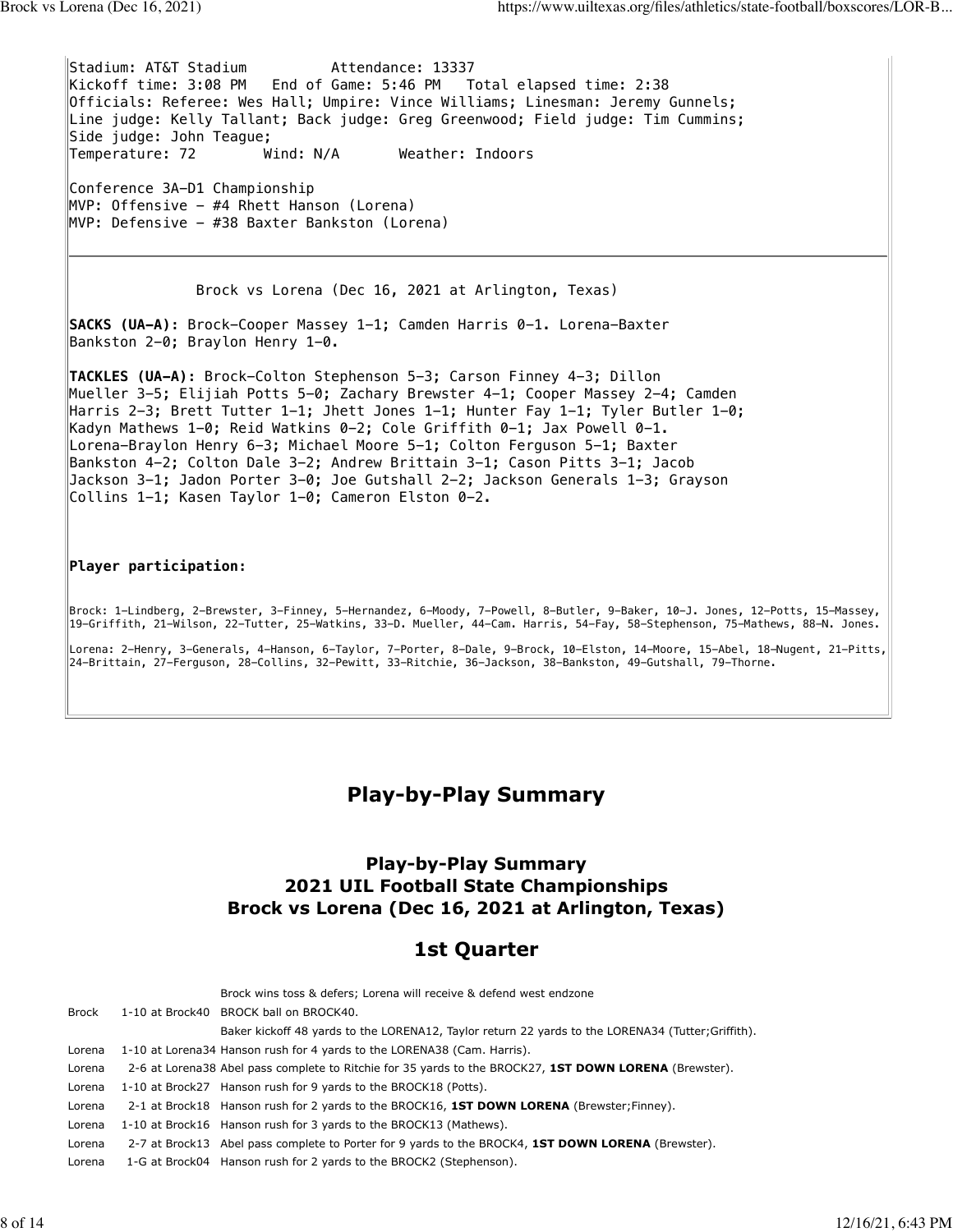Stadium: AT&T Stadium Attendance: 13337
Kickoff time: 3:08 PM End of Game: 5:46 PM Total elapsed time: 2:38
Officials: Referee: Wes Hall; Umpire: Vince Williams; Linesman: Jeremy Gunnels;
Line judge: Kelly Tallant; Back judge: Greg Greenwood; Field judge: Tim Cummins;
Side judge: John Teague;
Temperature: 72 Wind: N/A Weather: Indoors

Conference 3A-D1 Championship
MVP: Offensive - #4 Rhett Hanson (Lorena)
MVP: Defensive - #38 Baxter Bankston (Lorena)

---

Brock vs Lorena (Dec 16, 2021 at Arlington, Texas)

**SACKS (UA-A):** Brock-Cooper Massey 1-1; Camden Harris 0-1. Lorena-Baxter Bankston 2-0; Braylon Henry 1-0.

**TACKLES (UA-A):** Brock-Colton Stephenson 5-3; Carson Finney 4-3; Dillon Mueller 3-5; Elijiah Potts 5-0; Zachary Brewster 4-1; Cooper Massey 2-4; Camden Harris 2-3; Brett Tutter 1-1; Jhett Jones 1-1; Hunter Fay 1-1; Tyler Butler 1-0; Kadyn Mathews 1-0; Reid Watkins 0-2; Cole Griffith 0-1; Jax Powell 0-1. Lorena-Braylon Henry 6-3; Michael Moore 5-1; Colton Ferguson 5-1; Baxter Bankston 4-2; Colton Dale 3-2; Andrew Brittain 3-1; Cason Pitts 3-1; Jacob Jackson 3-1; Jadon Porter 3-0; Joe Gutshall 2-2; Jackson Generals 1-3; Grayson Collins 1-1; Kasen Taylor 1-0; Cameron Elston 0-2.

**Player participation:**

Brock: 1-Lindberg, 2-Brewster, 3-Finney, 5-Hernandez, 6-Moody, 7-Powell, 8-Butler, 9-Baker, 10-J. Jones, 12-Potts, 15-Massey, 19-Griffith, 21-Wilson, 22-Tutter, 25-Watkins, 33-D. Mueller, 44-Cam. Harris, 54-Fay, 58-Stephenson, 75-Mathews, 88-N. Jones.

Lorena: 2-Henry, 3-Generals, 4-Hanson, 6-Taylor, 7-Porter, 8-Dale, 9-Brock, 10-Elston, 14-Moore, 15-Abel, 18-Nugent, 21-Pitts, 24-Brittain, 27-Ferguson, 28-Collins, 32-Pewitt, 33-Ritchie, 36-Jackson, 38-Bankston, 49-Gutshall, 79-Thorne.

# Play-by-Play Summary

## Play-by-Play Summary
## 2021 UIL Football State Championships
## Brock vs Lorena (Dec 16, 2021 at Arlington, Texas)

## 1st Quarter

| | | |
|---|---|---|
| | | Brock wins toss & defers; Lorena will receive & defend west endzone |
| Brock | 1-10 at Brock40 | BROCK ball on BROCK40. |
| | | Baker kickoff 48 yards to the LORENA12, Taylor return 22 yards to the LORENA34 (Tutter;Griffith). |
| Lorena | 1-10 at Lorena34 | Hanson rush for 4 yards to the LORENA38 (Cam. Harris). |
| Lorena | 2-6 at Lorena38 | Abel pass complete to Ritchie for 35 yards to the BROCK27, **1ST DOWN LORENA** (Brewster). |
| Lorena | 1-10 at Brock27 | Hanson rush for 9 yards to the BROCK18 (Potts). |
| Lorena | 2-1 at Brock18 | Hanson rush for 2 yards to the BROCK16, **1ST DOWN LORENA** (Brewster;Finney). |
| Lorena | 1-10 at Brock16 | Hanson rush for 3 yards to the BROCK13 (Mathews). |
| Lorena | 2-7 at Brock13 | Abel pass complete to Porter for 9 yards to the BROCK4, **1ST DOWN LORENA** (Brewster). |
| Lorena | 1-G at Brock04 | Hanson rush for 2 yards to the BROCK2 (Stephenson). |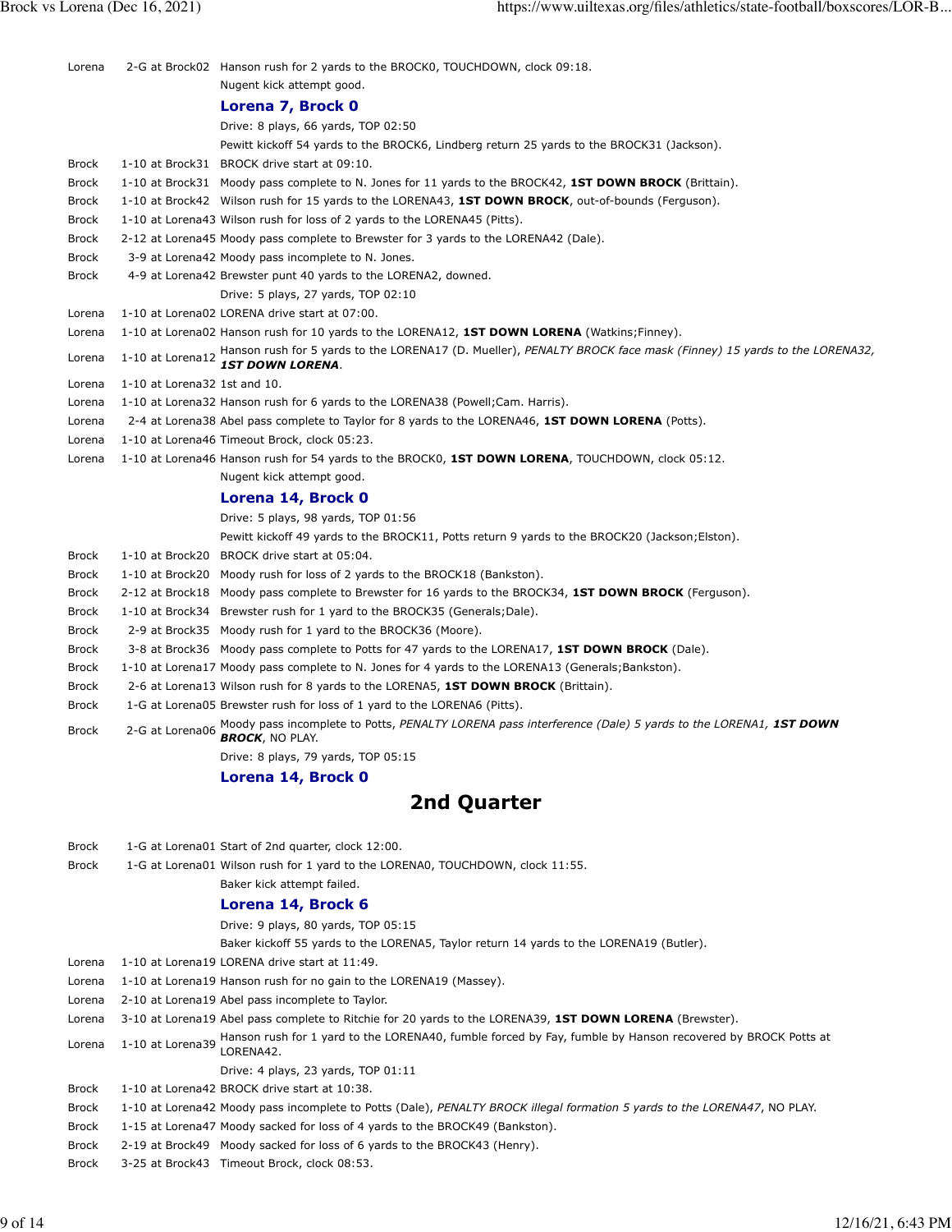| | | |
|---|---|---|
| Lorena | 2-G at Brock02 | Hanson rush for 2 yards to the BROCK0, TOUCHDOWN, clock 09:18. |
| | | Nugent kick attempt good. |
| | | **Lorena 7, Brock 0** |
| | | Drive: 8 plays, 66 yards, TOP 02:50 |
| | | Pewitt kickoff 54 yards to the BROCK6, Lindberg return 25 yards to the BROCK31 (Jackson). |
| Brock | 1-10 at Brock31 | BROCK drive start at 09:10. |
| Brock | 1-10 at Brock31 | Moody pass complete to N. Jones for 11 yards to the BROCK42, **1ST DOWN BROCK** (Brittain). |
| Brock | 1-10 at Brock42 | Wilson rush for 15 yards to the LORENA43, **1ST DOWN BROCK**, out-of-bounds (Ferguson). |
| Brock | 1-10 at Lorena43 | Wilson rush for loss of 2 yards to the LORENA45 (Pitts). |
| Brock | 2-12 at Lorena45 | Moody pass complete to Brewster for 3 yards to the LORENA42 (Dale). |
| Brock | 3-9 at Lorena42 | Moody pass incomplete to N. Jones. |
| Brock | 4-9 at Lorena42 | Brewster punt 40 yards to the LORENA2, downed. |
| | | Drive: 5 plays, 27 yards, TOP 02:10 |
| Lorena | 1-10 at Lorena02 | LORENA drive start at 07:00. |
| Lorena | 1-10 at Lorena02 | Hanson rush for 10 yards to the LORENA12, **1ST DOWN LORENA** (Watkins;Finney). |
| Lorena | 1-10 at Lorena12 | Hanson rush for 5 yards to the LORENA17 (D. Mueller), *PENALTY BROCK face mask (Finney) 15 yards to the LORENA32,* ***1ST DOWN LORENA***. |
| Lorena | 1-10 at Lorena32 | 1st and 10. |
| Lorena | 1-10 at Lorena32 | Hanson rush for 6 yards to the LORENA38 (Powell;Cam. Harris). |
| Lorena | 2-4 at Lorena38 | Abel pass complete to Taylor for 8 yards to the LORENA46, **1ST DOWN LORENA** (Potts). |
| Lorena | 1-10 at Lorena46 | Timeout Brock, clock 05:23. |
| Lorena | 1-10 at Lorena46 | Hanson rush for 54 yards to the BROCK0, **1ST DOWN LORENA**, TOUCHDOWN, clock 05:12. |
| | | Nugent kick attempt good. |
| | | **Lorena 14, Brock 0** |
| | | Drive: 5 plays, 98 yards, TOP 01:56 |
| | | Pewitt kickoff 49 yards to the BROCK11, Potts return 9 yards to the BROCK20 (Jackson;Elston). |
| Brock | 1-10 at Brock20 | BROCK drive start at 05:04. |
| Brock | 1-10 at Brock20 | Moody rush for loss of 2 yards to the BROCK18 (Bankston). |
| Brock | 2-12 at Brock18 | Moody pass complete to Brewster for 16 yards to the BROCK34, **1ST DOWN BROCK** (Ferguson). |
| Brock | 1-10 at Brock34 | Brewster rush for 1 yard to the BROCK35 (Generals;Dale). |
| Brock | 2-9 at Brock35 | Moody rush for 1 yard to the BROCK36 (Moore). |
| Brock | 3-8 at Brock36 | Moody pass complete to Potts for 47 yards to the LORENA17, **1ST DOWN BROCK** (Dale). |
| Brock | 1-10 at Lorena17 | Moody pass complete to N. Jones for 4 yards to the LORENA13 (Generals;Bankston). |
| Brock | 2-6 at Lorena13 | Wilson rush for 8 yards to the LORENA5, **1ST DOWN BROCK** (Brittain). |
| Brock | 1-G at Lorena05 | Brewster rush for loss of 1 yard to the LORENA6 (Pitts). |
| Brock | 2-G at Lorena06 | Moody pass incomplete to Potts, *PENALTY LORENA pass interference (Dale) 5 yards to the LORENA1,* ***1ST DOWN BROCK***, NO PLAY. |
| | | Drive: 8 plays, 79 yards, TOP 05:15 |
| | | **Lorena 14, Brock 0** |

## 2nd Quarter

| | | |
|---|---|---|
| Brock | 1-G at Lorena01 | Start of 2nd quarter, clock 12:00. |
| Brock | 1-G at Lorena01 | Wilson rush for 1 yard to the LORENA0, TOUCHDOWN, clock 11:55. |
| | | Baker kick attempt failed. |
| | | **Lorena 14, Brock 6** |
| | | Drive: 9 plays, 80 yards, TOP 05:15 |
| | | Baker kickoff 55 yards to the LORENA5, Taylor return 14 yards to the LORENA19 (Butler). |
| Lorena | 1-10 at Lorena19 | LORENA drive start at 11:49. |
| Lorena | 1-10 at Lorena19 | Hanson rush for no gain to the LORENA19 (Massey). |
| Lorena | 2-10 at Lorena19 | Abel pass incomplete to Taylor. |
| Lorena | 3-10 at Lorena19 | Abel pass complete to Ritchie for 20 yards to the LORENA39, **1ST DOWN LORENA** (Brewster). |
| Lorena | 1-10 at Lorena39 | Hanson rush for 1 yard to the LORENA40, fumble forced by Fay, fumble by Hanson recovered by BROCK Potts at LORENA42. |
| | | Drive: 4 plays, 23 yards, TOP 01:11 |
| Brock | 1-10 at Lorena42 | BROCK drive start at 10:38. |
| Brock | 1-10 at Lorena42 | Moody pass incomplete to Potts (Dale), *PENALTY BROCK illegal formation 5 yards to the LORENA47*, NO PLAY. |
| Brock | 1-15 at Lorena47 | Moody sacked for loss of 4 yards to the BROCK49 (Bankston). |
| Brock | 2-19 at Brock49 | Moody sacked for loss of 6 yards to the BROCK43 (Henry). |
| Brock | 3-25 at Brock43 | Timeout Brock, clock 08:53. |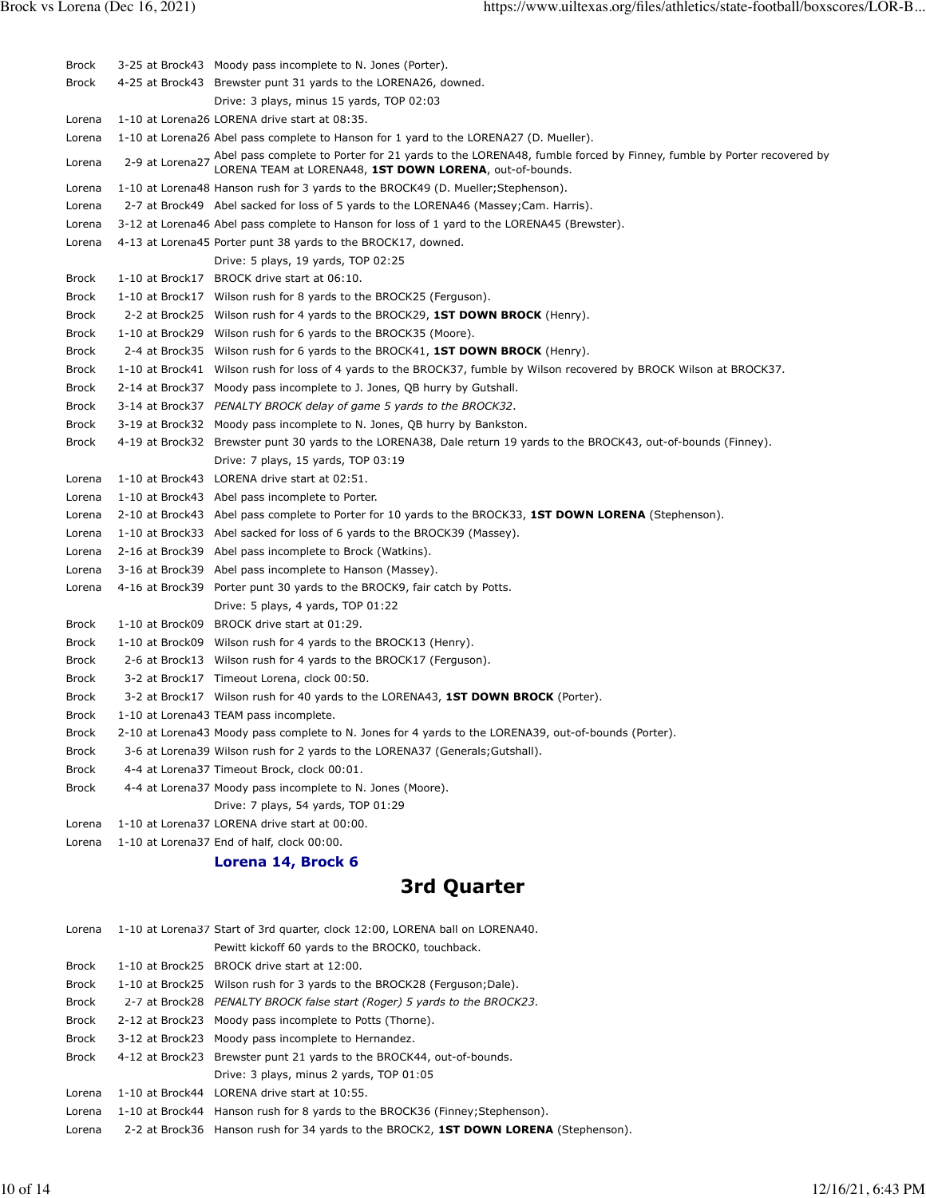| | | |
|---|---|---|
| Brock | 3-25 at Brock43 | Moody pass incomplete to N. Jones (Porter). |
| Brock | 4-25 at Brock43 | Brewster punt 31 yards to the LORENA26, downed. |
| | | Drive: 3 plays, minus 15 yards, TOP 02:03 |
| Lorena | 1-10 at Lorena26 | LORENA drive start at 08:35. |
| Lorena | 1-10 at Lorena26 | Abel pass complete to Hanson for 1 yard to the LORENA27 (D. Mueller). |
| Lorena | 2-9 at Lorena27 | Abel pass complete to Porter for 21 yards to the LORENA48, fumble forced by Finney, fumble by Porter recovered by LORENA TEAM at LORENA48, **1ST DOWN LORENA**, out-of-bounds. |
| Lorena | 1-10 at Lorena48 | Hanson rush for 3 yards to the BROCK49 (D. Mueller;Stephenson). |
| Lorena | 2-7 at Brock49 | Abel sacked for loss of 5 yards to the LORENA46 (Massey;Cam. Harris). |
| Lorena | 3-12 at Lorena46 | Abel pass complete to Hanson for loss of 1 yard to the LORENA45 (Brewster). |
| Lorena | 4-13 at Lorena45 | Porter punt 38 yards to the BROCK17, downed. |
| | | Drive: 5 plays, 19 yards, TOP 02:25 |
| Brock | 1-10 at Brock17 | BROCK drive start at 06:10. |
| Brock | 1-10 at Brock17 | Wilson rush for 8 yards to the BROCK25 (Ferguson). |
| Brock | 2-2 at Brock25 | Wilson rush for 4 yards to the BROCK29, **1ST DOWN BROCK** (Henry). |
| Brock | 1-10 at Brock29 | Wilson rush for 6 yards to the BROCK35 (Moore). |
| Brock | 2-4 at Brock35 | Wilson rush for 6 yards to the BROCK41, **1ST DOWN BROCK** (Henry). |
| Brock | 1-10 at Brock41 | Wilson rush for loss of 4 yards to the BROCK37, fumble by Wilson recovered by BROCK Wilson at BROCK37. |
| Brock | 2-14 at Brock37 | Moody pass incomplete to J. Jones, QB hurry by Gutshall. |
| Brock | 3-14 at Brock37 | *PENALTY BROCK delay of game 5 yards to the BROCK32.* |
| Brock | 3-19 at Brock32 | Moody pass incomplete to N. Jones, QB hurry by Bankston. |
| Brock | 4-19 at Brock32 | Brewster punt 30 yards to the LORENA38, Dale return 19 yards to the BROCK43, out-of-bounds (Finney). |
| | | Drive: 7 plays, 15 yards, TOP 03:19 |
| Lorena | 1-10 at Brock43 | LORENA drive start at 02:51. |
| Lorena | 1-10 at Brock43 | Abel pass incomplete to Porter. |
| Lorena | 2-10 at Brock43 | Abel pass complete to Porter for 10 yards to the BROCK33, **1ST DOWN LORENA** (Stephenson). |
| Lorena | 1-10 at Brock33 | Abel sacked for loss of 6 yards to the BROCK39 (Massey). |
| Lorena | 2-16 at Brock39 | Abel pass incomplete to Brock (Watkins). |
| Lorena | 3-16 at Brock39 | Abel pass incomplete to Hanson (Massey). |
| Lorena | 4-16 at Brock39 | Porter punt 30 yards to the BROCK9, fair catch by Potts. |
| | | Drive: 5 plays, 4 yards, TOP 01:22 |
| Brock | 1-10 at Brock09 | BROCK drive start at 01:29. |
| Brock | 1-10 at Brock09 | Wilson rush for 4 yards to the BROCK13 (Henry). |
| Brock | 2-6 at Brock13 | Wilson rush for 4 yards to the BROCK17 (Ferguson). |
| Brock | 3-2 at Brock17 | Timeout Lorena, clock 00:50. |
| Brock | 3-2 at Brock17 | Wilson rush for 40 yards to the LORENA43, **1ST DOWN BROCK** (Porter). |
| Brock | 1-10 at Lorena43 | TEAM pass incomplete. |
| Brock | 2-10 at Lorena43 | Moody pass complete to N. Jones for 4 yards to the LORENA39, out-of-bounds (Porter). |
| Brock | 3-6 at Lorena39 | Wilson rush for 2 yards to the LORENA37 (Generals;Gutshall). |
| Brock | 4-4 at Lorena37 | Timeout Brock, clock 00:01. |
| Brock | 4-4 at Lorena37 | Moody pass incomplete to N. Jones (Moore). |
| | | Drive: 7 plays, 54 yards, TOP 01:29 |
| Lorena | 1-10 at Lorena37 | LORENA drive start at 00:00. |
| Lorena | 1-10 at Lorena37 | End of half, clock 00:00. |

**Lorena 14, Brock 6**

## 3rd Quarter

| | | |
|---|---|---|
| Lorena | 1-10 at Lorena37 | Start of 3rd quarter, clock 12:00, LORENA ball on LORENA40. |
| | | Pewitt kickoff 60 yards to the BROCK0, touchback. |
| Brock | 1-10 at Brock25 | BROCK drive start at 12:00. |
| Brock | 1-10 at Brock25 | Wilson rush for 3 yards to the BROCK28 (Ferguson;Dale). |
| Brock | 2-7 at Brock28 | *PENALTY BROCK false start (Roger) 5 yards to the BROCK23.* |
| Brock | 2-12 at Brock23 | Moody pass incomplete to Potts (Thorne). |
| Brock | 3-12 at Brock23 | Moody pass incomplete to Hernandez. |
| Brock | 4-12 at Brock23 | Brewster punt 21 yards to the BROCK44, out-of-bounds. |
| | | Drive: 3 plays, minus 2 yards, TOP 01:05 |
| Lorena | 1-10 at Brock44 | LORENA drive start at 10:55. |
| Lorena | 1-10 at Brock44 | Hanson rush for 8 yards to the BROCK36 (Finney;Stephenson). |
| Lorena | 2-2 at Brock36 | Hanson rush for 34 yards to the BROCK2, **1ST DOWN LORENA** (Stephenson). |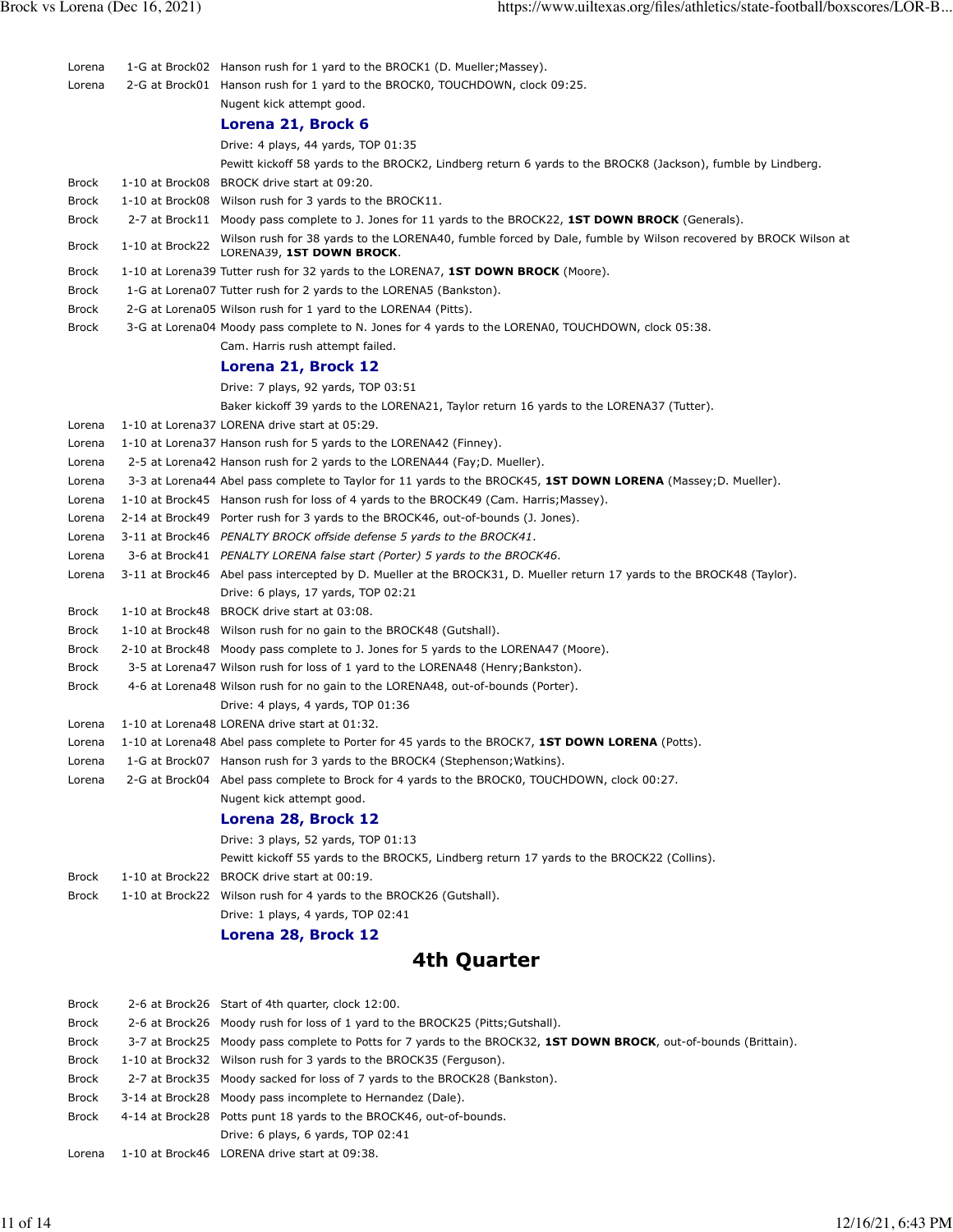| Team | Down & Distance | Play |
|---|---|---|
| Lorena | 1-G at Brock02 | Hanson rush for 1 yard to the BROCK1 (D. Mueller;Massey). |
| Lorena | 2-G at Brock01 | Hanson rush for 1 yard to the BROCK0, TOUCHDOWN, clock 09:25. |
| | | Nugent kick attempt good. |
| | | **Lorena 21, Brock 6** |
| | | Drive: 4 plays, 44 yards, TOP 01:35 |
| | | Pewitt kickoff 58 yards to the BROCK2, Lindberg return 6 yards to the BROCK8 (Jackson), fumble by Lindberg. |
| Brock | 1-10 at Brock08 | BROCK drive start at 09:20. |
| Brock | 1-10 at Brock08 | Wilson rush for 3 yards to the BROCK11. |
| Brock | 2-7 at Brock11 | Moody pass complete to J. Jones for 11 yards to the BROCK22, **1ST DOWN BROCK** (Generals). |
| Brock | 1-10 at Brock22 | Wilson rush for 38 yards to the LORENA40, fumble forced by Dale, fumble by Wilson recovered by BROCK Wilson at LORENA39, **1ST DOWN BROCK**. |
| Brock | 1-10 at Lorena39 | Tutter rush for 32 yards to the LORENA7, **1ST DOWN BROCK** (Moore). |
| Brock | 1-G at Lorena07 | Tutter rush for 2 yards to the LORENA5 (Bankston). |
| Brock | 2-G at Lorena05 | Wilson rush for 1 yard to the LORENA4 (Pitts). |
| Brock | 3-G at Lorena04 | Moody pass complete to N. Jones for 4 yards to the LORENA0, TOUCHDOWN, clock 05:38. |
| | | Cam. Harris rush attempt failed. |
| | | **Lorena 21, Brock 12** |
| | | Drive: 7 plays, 92 yards, TOP 03:51 |
| | | Baker kickoff 39 yards to the LORENA21, Taylor return 16 yards to the LORENA37 (Tutter). |
| Lorena | 1-10 at Lorena37 | LORENA drive start at 05:29. |
| Lorena | 1-10 at Lorena37 | Hanson rush for 5 yards to the LORENA42 (Finney). |
| Lorena | 2-5 at Lorena42 | Hanson rush for 2 yards to the LORENA44 (Fay;D. Mueller). |
| Lorena | 3-3 at Lorena44 | Abel pass complete to Taylor for 11 yards to the BROCK45, **1ST DOWN LORENA** (Massey;D. Mueller). |
| Lorena | 1-10 at Brock45 | Hanson rush for loss of 4 yards to the BROCK49 (Cam. Harris;Massey). |
| Lorena | 2-14 at Brock49 | Porter rush for 3 yards to the BROCK46, out-of-bounds (J. Jones). |
| Lorena | 3-11 at Brock46 | *PENALTY BROCK offside defense 5 yards to the BROCK41.* |
| Lorena | 3-6 at Brock41 | *PENALTY LORENA false start (Porter) 5 yards to the BROCK46.* |
| Lorena | 3-11 at Brock46 | Abel pass intercepted by D. Mueller at the BROCK31, D. Mueller return 17 yards to the BROCK48 (Taylor). |
| | | Drive: 6 plays, 17 yards, TOP 02:21 |
| Brock | 1-10 at Brock48 | BROCK drive start at 03:08. |
| Brock | 1-10 at Brock48 | Wilson rush for no gain to the BROCK48 (Gutshall). |
| Brock | 2-10 at Brock48 | Moody pass complete to J. Jones for 5 yards to the LORENA47 (Moore). |
| Brock | 3-5 at Lorena47 | Wilson rush for loss of 1 yard to the LORENA48 (Henry;Bankston). |
| Brock | 4-6 at Lorena48 | Wilson rush for no gain to the LORENA48, out-of-bounds (Porter). |
| | | Drive: 4 plays, 4 yards, TOP 01:36 |
| Lorena | 1-10 at Lorena48 | LORENA drive start at 01:32. |
| Lorena | 1-10 at Lorena48 | Abel pass complete to Porter for 45 yards to the BROCK7, **1ST DOWN LORENA** (Potts). |
| Lorena | 1-G at Brock07 | Hanson rush for 3 yards to the BROCK4 (Stephenson;Watkins). |
| Lorena | 2-G at Brock04 | Abel pass complete to Brock for 4 yards to the BROCK0, TOUCHDOWN, clock 00:27. |
| | | Nugent kick attempt good. |
| | | **Lorena 28, Brock 12** |
| | | Drive: 3 plays, 52 yards, TOP 01:13 |
| | | Pewitt kickoff 55 yards to the BROCK5, Lindberg return 17 yards to the BROCK22 (Collins). |
| Brock | 1-10 at Brock22 | BROCK drive start at 00:19. |
| Brock | 1-10 at Brock22 | Wilson rush for 4 yards to the BROCK26 (Gutshall). |
| | | Drive: 1 plays, 4 yards, TOP 02:41 |
| | | **Lorena 28, Brock 12** |

## 4th Quarter

| Team | Down & Distance | Play |
|---|---|---|
| Brock | 2-6 at Brock26 | Start of 4th quarter, clock 12:00. |
| Brock | 2-6 at Brock26 | Moody rush for loss of 1 yard to the BROCK25 (Pitts;Gutshall). |
| Brock | 3-7 at Brock25 | Moody pass complete to Potts for 7 yards to the BROCK32, **1ST DOWN BROCK**, out-of-bounds (Brittain). |
| Brock | 1-10 at Brock32 | Wilson rush for 3 yards to the BROCK35 (Ferguson). |
| Brock | 2-7 at Brock35 | Moody sacked for loss of 7 yards to the BROCK28 (Bankston). |
| Brock | 3-14 at Brock28 | Moody pass incomplete to Hernandez (Dale). |
| Brock | 4-14 at Brock28 | Potts punt 18 yards to the BROCK46, out-of-bounds. |
| | | Drive: 6 plays, 6 yards, TOP 02:41 |
| Lorena | 1-10 at Brock46 | LORENA drive start at 09:38. |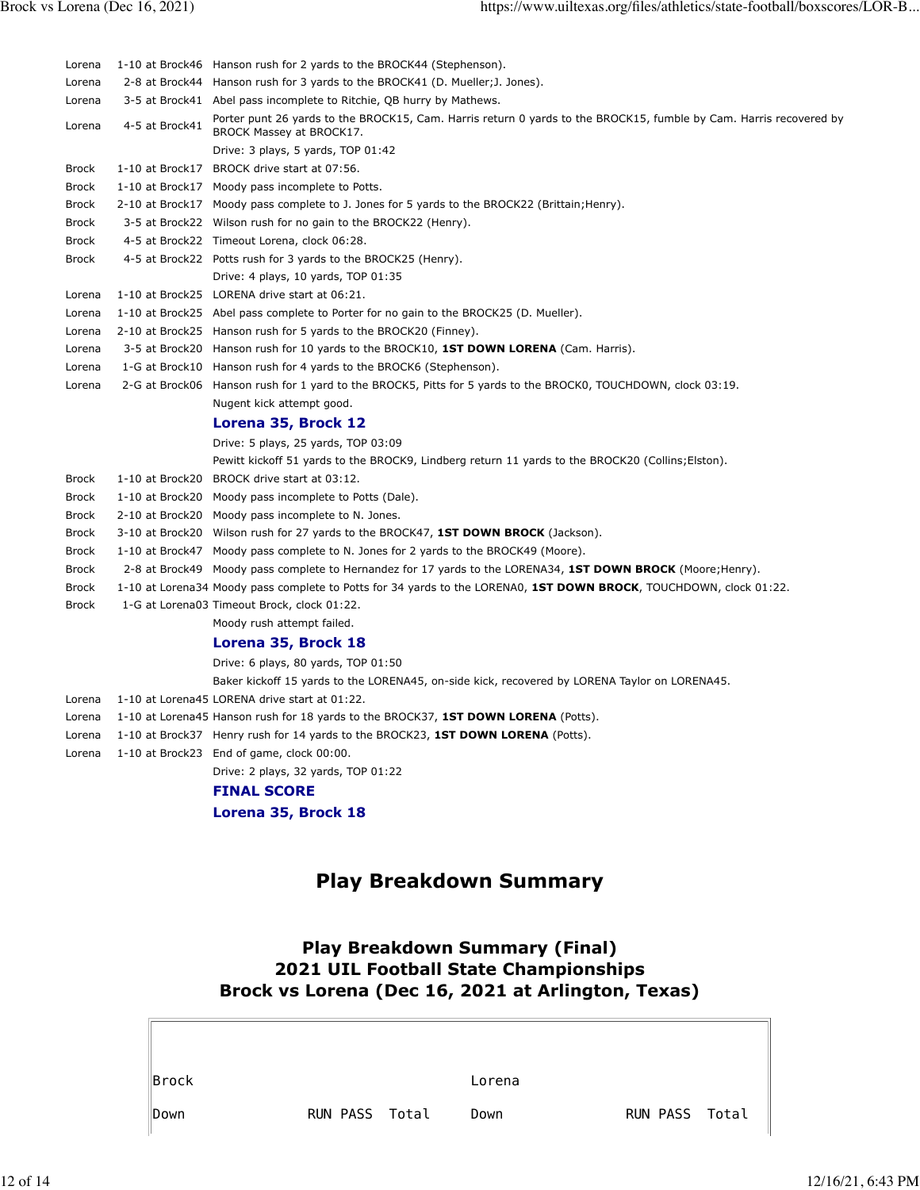| | | |
|---|---|---|
| Lorena | 1-10 at Brock46 | Hanson rush for 2 yards to the BROCK44 (Stephenson). |
| Lorena | 2-8 at Brock44 | Hanson rush for 3 yards to the BROCK41 (D. Mueller;J. Jones). |
| Lorena | 3-5 at Brock41 | Abel pass incomplete to Ritchie, QB hurry by Mathews. |
| Lorena | 4-5 at Brock41 | Porter punt 26 yards to the BROCK15, Cam. Harris return 0 yards to the BROCK15, fumble by Cam. Harris recovered by BROCK Massey at BROCK17. |
| | | Drive: 3 plays, 5 yards, TOP 01:42 |
| Brock | 1-10 at Brock17 | BROCK drive start at 07:56. |
| Brock | 1-10 at Brock17 | Moody pass incomplete to Potts. |
| Brock | 2-10 at Brock17 | Moody pass complete to J. Jones for 5 yards to the BROCK22 (Brittain;Henry). |
| Brock | 3-5 at Brock22 | Wilson rush for no gain to the BROCK22 (Henry). |
| Brock | 4-5 at Brock22 | Timeout Lorena, clock 06:28. |
| Brock | 4-5 at Brock22 | Potts rush for 3 yards to the BROCK25 (Henry). |
| | | Drive: 4 plays, 10 yards, TOP 01:35 |
| Lorena | 1-10 at Brock25 | LORENA drive start at 06:21. |
| Lorena | 1-10 at Brock25 | Abel pass complete to Porter for no gain to the BROCK25 (D. Mueller). |
| Lorena | 2-10 at Brock25 | Hanson rush for 5 yards to the BROCK20 (Finney). |
| Lorena | 3-5 at Brock20 | Hanson rush for 10 yards to the BROCK10, **1ST DOWN LORENA** (Cam. Harris). |
| Lorena | 1-G at Brock10 | Hanson rush for 4 yards to the BROCK6 (Stephenson). |
| Lorena | 2-G at Brock06 | Hanson rush for 1 yard to the BROCK5, Pitts for 5 yards to the BROCK0, TOUCHDOWN, clock 03:19. |
| | | Nugent kick attempt good. |
| | | **Lorena 35, Brock 12** |
| | | Drive: 5 plays, 25 yards, TOP 03:09 |
| | | Pewitt kickoff 51 yards to the BROCK9, Lindberg return 11 yards to the BROCK20 (Collins;Elston). |
| Brock | 1-10 at Brock20 | BROCK drive start at 03:12. |
| Brock | 1-10 at Brock20 | Moody pass incomplete to Potts (Dale). |
| Brock | 2-10 at Brock20 | Moody pass incomplete to N. Jones. |
| Brock | 3-10 at Brock20 | Wilson rush for 27 yards to the BROCK47, **1ST DOWN BROCK** (Jackson). |
| Brock | 1-10 at Brock47 | Moody pass complete to N. Jones for 2 yards to the BROCK49 (Moore). |
| Brock | 2-8 at Brock49 | Moody pass complete to Hernandez for 17 yards to the LORENA34, **1ST DOWN BROCK** (Moore;Henry). |
| Brock | 1-10 at Lorena34 | Moody pass complete to Potts for 34 yards to the LORENA0, **1ST DOWN BROCK**, TOUCHDOWN, clock 01:22. |
| Brock | 1-G at Lorena03 | Timeout Brock, clock 01:22. |
| | | Moody rush attempt failed. |
| | | **Lorena 35, Brock 18** |
| | | Drive: 6 plays, 80 yards, TOP 01:50 |
| | | Baker kickoff 15 yards to the LORENA45, on-side kick, recovered by LORENA Taylor on LORENA45. |
| Lorena | 1-10 at Lorena45 | LORENA drive start at 01:22. |
| Lorena | 1-10 at Lorena45 | Hanson rush for 18 yards to the BROCK37, **1ST DOWN LORENA** (Potts). |
| Lorena | 1-10 at Brock37 | Henry rush for 14 yards to the BROCK23, **1ST DOWN LORENA** (Potts). |
| Lorena | 1-10 at Brock23 | End of game, clock 00:00. |
| | | Drive: 2 plays, 32 yards, TOP 01:22 |
| | | **FINAL SCORE** |
| | | **Lorena 35, Brock 18** |

## Play Breakdown Summary

### Play Breakdown Summary (Final)
### 2021 UIL Football State Championships
### Brock vs Lorena (Dec 16, 2021 at Arlington, Texas)

| Brock | | | | Lorena | | | |
|---|---|---|---|---|---|---|---|
| Down | RUN | PASS | Total | Down | RUN | PASS | Total |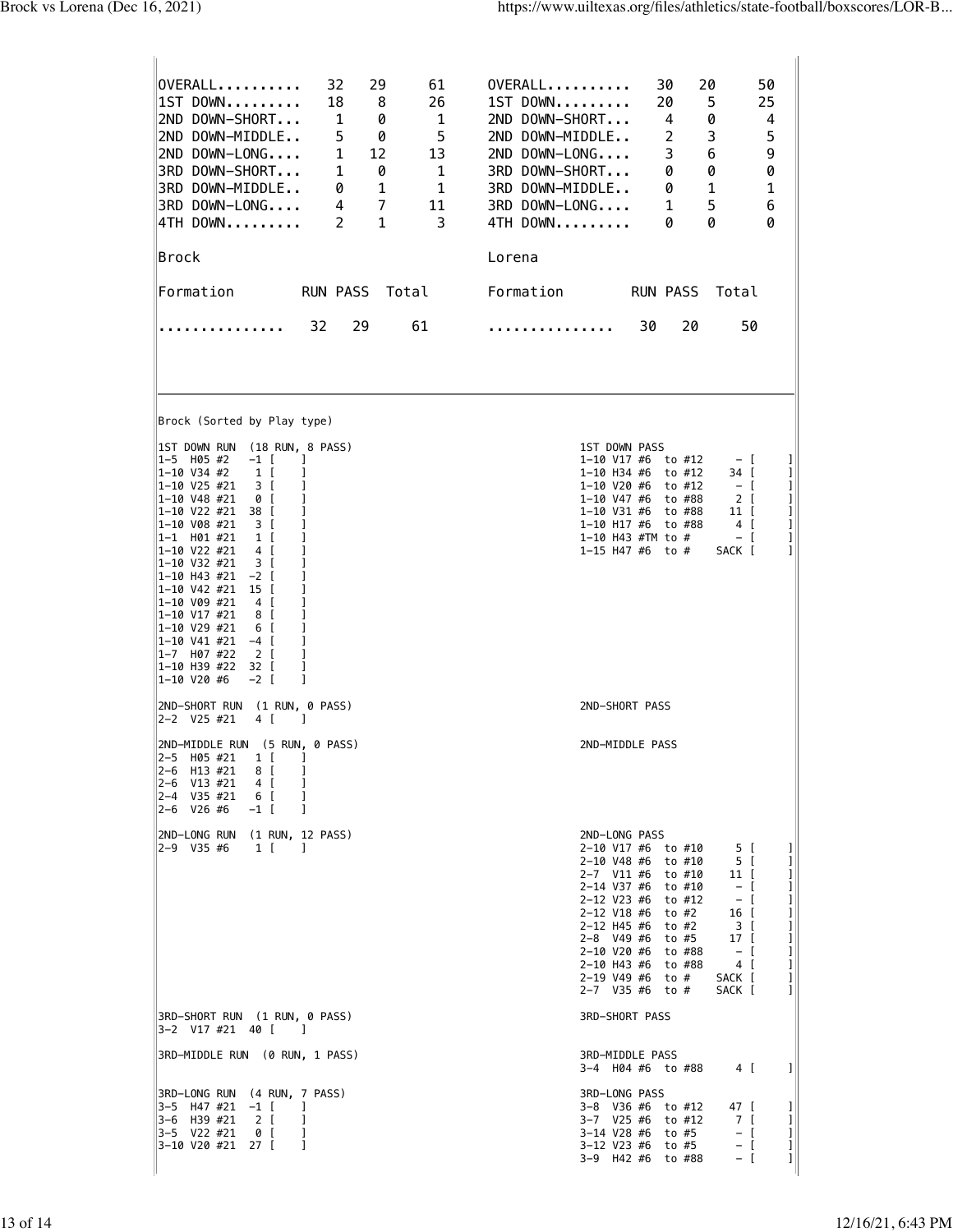| | RUN | PASS | Total |
|---|---|---|---|
| OVERALL.......... | 32 | 29 | 61 |
| 1ST DOWN......... | 18 | 8 | 26 |
| 2ND DOWN-SHORT... | 1 | 0 | 1 |
| 2ND DOWN-MIDDLE.. | 5 | 0 | 5 |
| 2ND DOWN-LONG.... | 1 | 12 | 13 |
| 3RD DOWN-SHORT... | 1 | 0 | 1 |
| 3RD DOWN-MIDDLE.. | 0 | 1 | 1 |
| 3RD DOWN-LONG.... | 4 | 7 | 11 |
| 4TH DOWN......... | 2 | 1 | 3 |

| | RUN | PASS | Total |
|---|---|---|---|
| OVERALL.......... | 30 | 20 | 50 |
| 1ST DOWN......... | 20 | 5 | 25 |
| 2ND DOWN-SHORT... | 4 | 0 | 4 |
| 2ND DOWN-MIDDLE.. | 2 | 3 | 5 |
| 2ND DOWN-LONG.... | 3 | 6 | 9 |
| 3RD DOWN-SHORT... | 0 | 0 | 0 |
| 3RD DOWN-MIDDLE.. | 0 | 1 | 1 |
| 3RD DOWN-LONG.... | 1 | 5 | 6 |
| 4TH DOWN......... | 0 | 0 | 0 |

Brock

| Formation | RUN | PASS | Total |
|---|---|---|---|
| ............... | 32 | 29 | 61 |

Lorena

| Formation | RUN | PASS | Total |
|---|---|---|---|
| ............... | 30 | 20 | 50 |

Brock (Sorted by Play type)

```
1ST DOWN RUN  (18 RUN, 8 PASS)          1ST DOWN PASS
1-5  H05 #2   -1 [    ]                 1-10 V17 #6  to #12     - [     ]
1-10 V34 #2    1 [    ]                 1-10 H34 #6  to #12    34 [     ]
1-10 V25 #21   3 [    ]                 1-10 V20 #6  to #12     - [     ]
1-10 V48 #21   0 [    ]                 1-10 V47 #6  to #88     2 [     ]
1-10 V22 #21  38 [    ]                 1-10 V31 #6  to #88    11 [     ]
1-10 V08 #21   3 [    ]                 1-10 H17 #6  to #88     4 [     ]
1-1  H01 #21   1 [    ]                 1-10 H43 #TM to #       - [     ]
1-10 V22 #21   4 [    ]                 1-15 H47 #6  to #    SACK [     ]
1-10 V32 #21   3 [    ]
1-10 H43 #21  -2 [    ]
1-10 V42 #21  15 [    ]
1-10 V09 #21   4 [    ]
1-10 V17 #21   8 [    ]
1-10 V29 #21   6 [    ]
1-10 V41 #21  -4 [    ]
1-7  H07 #22   2 [    ]
1-10 H39 #22  32 [    ]
1-10 V20 #6   -2 [    ]

2ND-SHORT RUN  (1 RUN, 0 PASS)          2ND-SHORT PASS
2-2  V25 #21   4 [    ]

2ND-MIDDLE RUN  (5 RUN, 0 PASS)         2ND-MIDDLE PASS
2-5  H05 #21   1 [    ]
2-6  H13 #21   8 [    ]
2-6  V13 #21   4 [    ]
2-4  V35 #21   6 [    ]
2-6  V26 #6   -1 [    ]

2ND-LONG RUN  (1 RUN, 12 PASS)          2ND-LONG PASS
2-9  V35 #6    1 [    ]                 2-10 V17 #6  to #10     5 [     ]
                                        2-10 V48 #6  to #10     5 [     ]
                                        2-7  V11 #6  to #10    11 [     ]
                                        2-14 V37 #6  to #10     - [     ]
                                        2-12 V23 #6  to #12     - [     ]
                                        2-12 V18 #6  to #2     16 [     ]
                                        2-12 H45 #6  to #2      3 [     ]
                                        2-8  V49 #6  to #5     17 [     ]
                                        2-10 V20 #6  to #88     - [     ]
                                        2-10 H43 #6  to #88     4 [     ]
                                        2-19 V49 #6  to #    SACK [     ]
                                        2-7  V35 #6  to #    SACK [     ]

3RD-SHORT RUN  (1 RUN, 0 PASS)          3RD-SHORT PASS
3-2  V17 #21  40 [    ]

3RD-MIDDLE RUN  (0 RUN, 1 PASS)         3RD-MIDDLE PASS
                                        3-4  H04 #6  to #88     4 [     ]

3RD-LONG RUN  (4 RUN, 7 PASS)           3RD-LONG PASS
3-5  H47 #21  -1 [    ]                 3-8  V36 #6  to #12    47 [     ]
3-6  H39 #21   2 [    ]                 3-7  V25 #6  to #12     7 [     ]
3-5  V22 #21   0 [    ]                 3-14 V28 #6  to #5      - [     ]
3-10 V20 #21  27 [    ]                 3-12 V23 #6  to #5      - [     ]
                                        3-9  H42 #6  to #88     - [     ]
```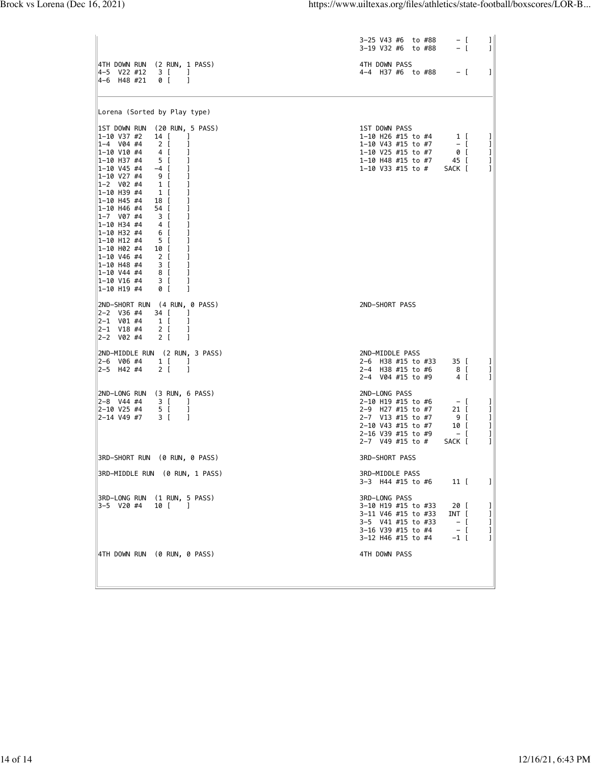```
                                                                  3-25 V43 #6  to #88     - [     ]
                                                                  3-19 V32 #6  to #88     - [     ]

4TH DOWN RUN  (2 RUN, 1 PASS)                                     4TH DOWN PASS
4-5  V22 #12   3 [    ]                                           4-4  H37 #6  to #88     - [     ]
4-6  H48 #21   0 [    ]
```

---

```
Lorena (Sorted by Play type)

1ST DOWN RUN  (20 RUN, 5 PASS)                                    1ST DOWN PASS
1-10 V37 #2   14 [    ]                                           1-10 H26 #15 to #4      1 [     ]
1-4  V04 #4    2 [    ]                                           1-10 V43 #15 to #7      - [     ]
1-10 V10 #4    4 [    ]                                           1-10 V25 #15 to #7      0 [     ]
1-10 H37 #4    5 [    ]                                           1-10 H48 #15 to #7     45 [     ]
1-10 V45 #4   -4 [    ]                                           1-10 V33 #15 to #    SACK [     ]
1-10 V27 #4    9 [    ]
1-2  V02 #4    1 [    ]
1-10 H39 #4    1 [    ]
1-10 H45 #4   18 [    ]
1-10 H46 #4   54 [    ]
1-7  V07 #4    3 [    ]
1-10 H34 #4    4 [    ]
1-10 H32 #4    6 [    ]
1-10 H12 #4    5 [    ]
1-10 H02 #4   10 [    ]
1-10 V46 #4    2 [    ]
1-10 H48 #4    3 [    ]
1-10 V44 #4    8 [    ]
1-10 V16 #4    3 [    ]
1-10 H19 #4    0 [    ]

2ND-SHORT RUN  (4 RUN, 0 PASS)                                    2ND-SHORT PASS
2-2  V36 #4   34 [    ]
2-1  V01 #4    1 [    ]
2-1  V18 #4    2 [    ]
2-2  V02 #4    2 [    ]

2ND-MIDDLE RUN  (2 RUN, 3 PASS)                                   2ND-MIDDLE PASS
2-6  V06 #4    1 [    ]                                           2-6  H38 #15 to #33    35 [     ]
2-5  H42 #4    2 [    ]                                           2-4  H38 #15 to #6      8 [     ]
                                                                  2-4  V04 #15 to #9      4 [     ]

2ND-LONG RUN  (3 RUN, 6 PASS)                                     2ND-LONG PASS
2-8  V44 #4    3 [    ]                                           2-10 H19 #15 to #6      - [     ]
2-10 V25 #4    5 [    ]                                           2-9  H27 #15 to #7     21 [     ]
2-14 V49 #7    3 [    ]                                           2-7  V13 #15 to #7      9 [     ]
                                                                  2-10 V43 #15 to #7     10 [     ]
                                                                  2-16 V39 #15 to #9      - [     ]
                                                                  2-7  V49 #15 to #    SACK [     ]

3RD-SHORT RUN  (0 RUN, 0 PASS)                                    3RD-SHORT PASS

3RD-MIDDLE RUN  (0 RUN, 1 PASS)                                   3RD-MIDDLE PASS
                                                                  3-3  H44 #15 to #6     11 [     ]

3RD-LONG RUN  (1 RUN, 5 PASS)                                     3RD-LONG PASS
3-5  V20 #4   10 [    ]                                           3-10 H19 #15 to #33    20 [     ]
                                                                  3-11 V46 #15 to #33   INT [     ]
                                                                  3-5  V41 #15 to #33     - [     ]
                                                                  3-16 V39 #15 to #4      - [     ]
                                                                  3-12 H46 #15 to #4     -1 [     ]

4TH DOWN RUN  (0 RUN, 0 PASS)                                     4TH DOWN PASS
```